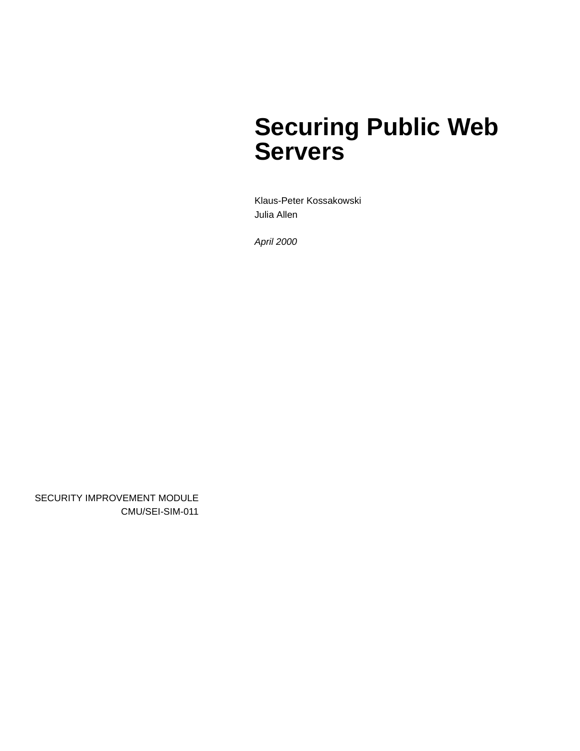# Securing Public Web Servers

Klaus-Peter Kossakowski
Julia Allen

*April 2000*

SECURITY IMPROVEMENT MODULE
CMU/SEI-SIM-011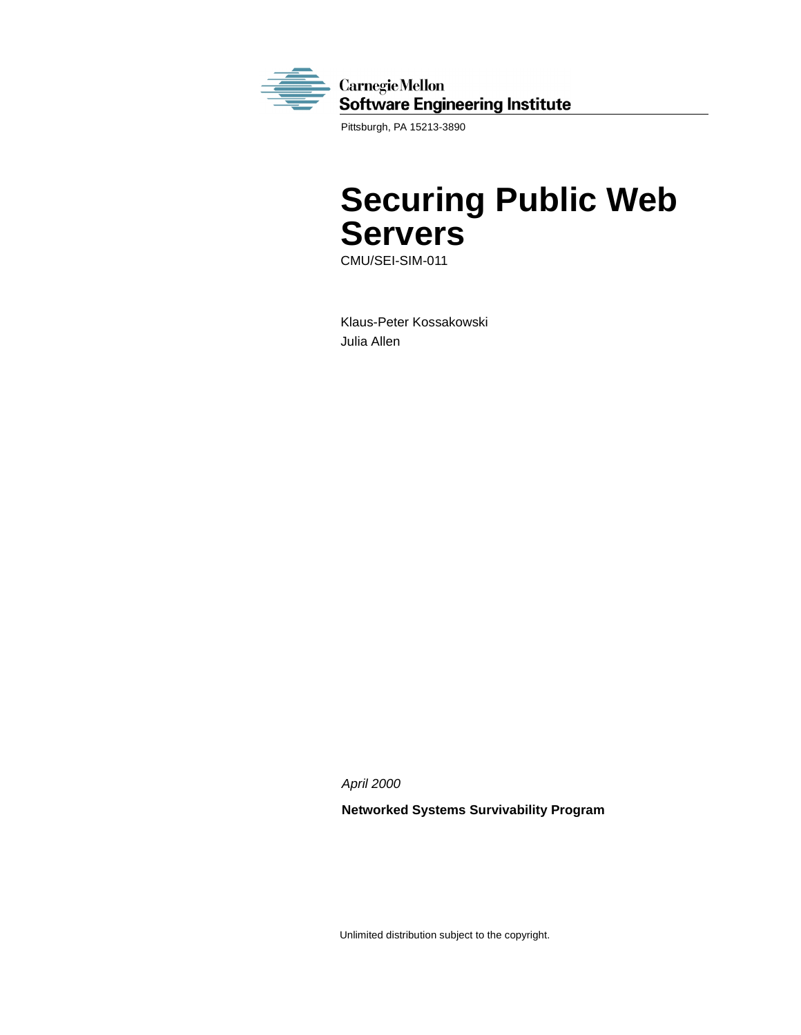Carnegie Mellon
Software Engineering Institute

Pittsburgh, PA 15213-3890

# Securing Public Web Servers

CMU/SEI-SIM-011

Klaus-Peter Kossakowski
Julia Allen

*April 2000*

**Networked Systems Survivability Program**

Unlimited distribution subject to the copyright.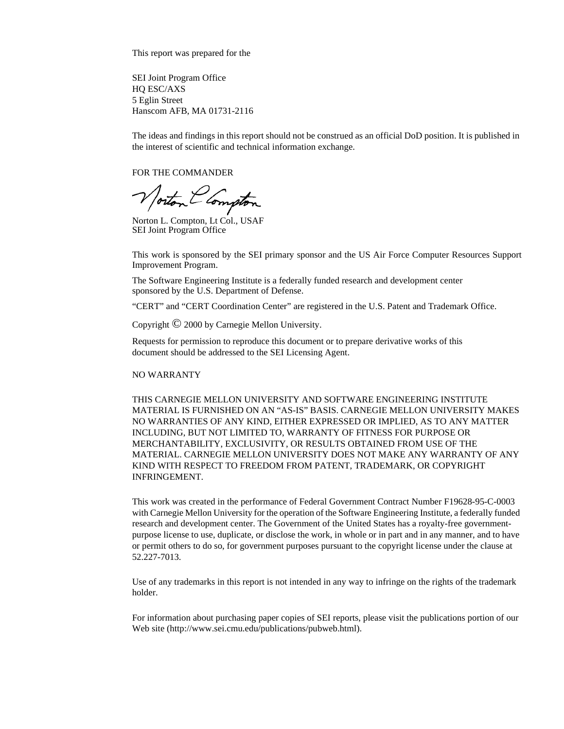This report was prepared for the

SEI Joint Program Office
HQ ESC/AXS
5 Eglin Street
Hanscom AFB, MA 01731-2116

The ideas and findings in this report should not be construed as an official DoD position. It is published in the interest of scientific and technical information exchange.

FOR THE COMMANDER

Norton L. Compton, Lt Col., USAF
SEI Joint Program Office

This work is sponsored by the SEI primary sponsor and the US Air Force Computer Resources Support Improvement Program.

The Software Engineering Institute is a federally funded research and development center sponsored by the U.S. Department of Defense.

"CERT" and "CERT Coordination Center" are registered in the U.S. Patent and Trademark Office.

Copyright © 2000 by Carnegie Mellon University.

Requests for permission to reproduce this document or to prepare derivative works of this document should be addressed to the SEI Licensing Agent.

NO WARRANTY

THIS CARNEGIE MELLON UNIVERSITY AND SOFTWARE ENGINEERING INSTITUTE MATERIAL IS FURNISHED ON AN "AS-IS" BASIS. CARNEGIE MELLON UNIVERSITY MAKES NO WARRANTIES OF ANY KIND, EITHER EXPRESSED OR IMPLIED, AS TO ANY MATTER INCLUDING, BUT NOT LIMITED TO, WARRANTY OF FITNESS FOR PURPOSE OR MERCHANTABILITY, EXCLUSIVITY, OR RESULTS OBTAINED FROM USE OF THE MATERIAL. CARNEGIE MELLON UNIVERSITY DOES NOT MAKE ANY WARRANTY OF ANY KIND WITH RESPECT TO FREEDOM FROM PATENT, TRADEMARK, OR COPYRIGHT INFRINGEMENT.

This work was created in the performance of Federal Government Contract Number F19628-95-C-0003 with Carnegie Mellon University for the operation of the Software Engineering Institute, a federally funded research and development center. The Government of the United States has a royalty-free government-purpose license to use, duplicate, or disclose the work, in whole or in part and in any manner, and to have or permit others to do so, for government purposes pursuant to the copyright license under the clause at 52.227-7013.

Use of any trademarks in this report is not intended in any way to infringe on the rights of the trademark holder.

For information about purchasing paper copies of SEI reports, please visit the publications portion of our Web site (http://www.sei.cmu.edu/publications/pubweb.html).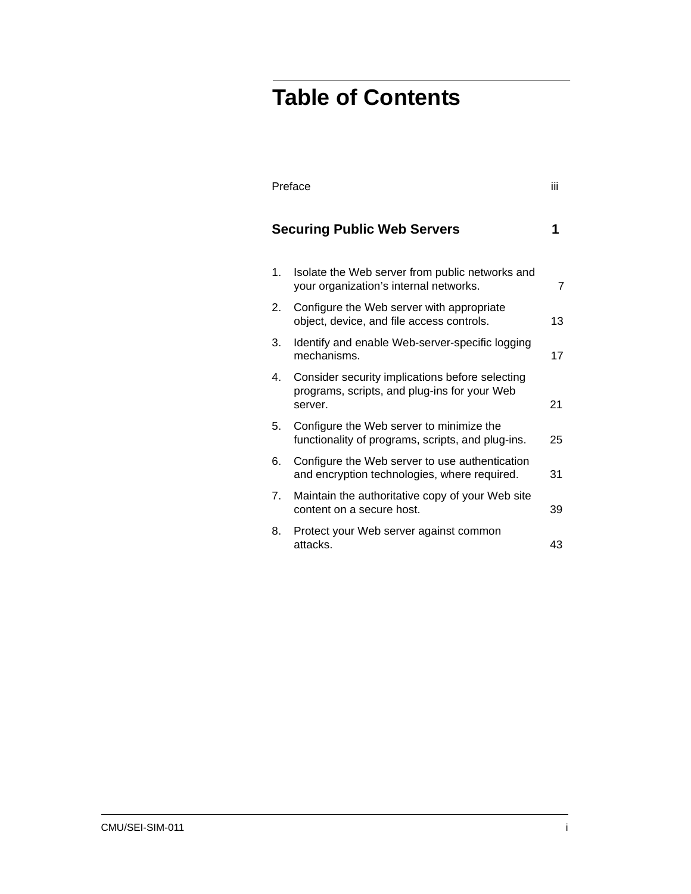# Table of Contents

| | | |
|---|---|---|
| Preface | | iii |
| **Securing Public Web Servers** | | **1** |
| 1. | Isolate the Web server from public networks and your organization's internal networks. | 7 |
| 2. | Configure the Web server with appropriate object, device, and file access controls. | 13 |
| 3. | Identify and enable Web-server-specific logging mechanisms. | 17 |
| 4. | Consider security implications before selecting programs, scripts, and plug-ins for your Web server. | 21 |
| 5. | Configure the Web server to minimize the functionality of programs, scripts, and plug-ins. | 25 |
| 6. | Configure the Web server to use authentication and encryption technologies, where required. | 31 |
| 7. | Maintain the authoritative copy of your Web site content on a secure host. | 39 |
| 8. | Protect your Web server against common attacks. | 43 |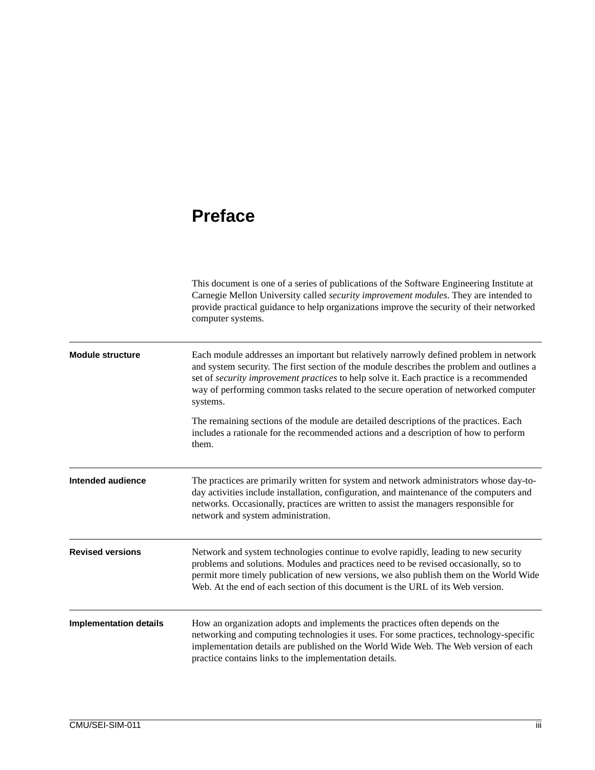# Preface

This document is one of a series of publications of the Software Engineering Institute at Carnegie Mellon University called *security improvement modules*. They are intended to provide practical guidance to help organizations improve the security of their networked computer systems.

**Module structure**

Each module addresses an important but relatively narrowly defined problem in network and system security. The first section of the module describes the problem and outlines a set of *security improvement practices* to help solve it. Each practice is a recommended way of performing common tasks related to the secure operation of networked computer systems.

The remaining sections of the module are detailed descriptions of the practices. Each includes a rationale for the recommended actions and a description of how to perform them.

**Intended audience**

The practices are primarily written for system and network administrators whose day-to-day activities include installation, configuration, and maintenance of the computers and networks. Occasionally, practices are written to assist the managers responsible for network and system administration.

**Revised versions**

Network and system technologies continue to evolve rapidly, leading to new security problems and solutions. Modules and practices need to be revised occasionally, so to permit more timely publication of new versions, we also publish them on the World Wide Web. At the end of each section of this document is the URL of its Web version.

**Implementation details**

How an organization adopts and implements the practices often depends on the networking and computing technologies it uses. For some practices, technology-specific implementation details are published on the World Wide Web. The Web version of each practice contains links to the implementation details.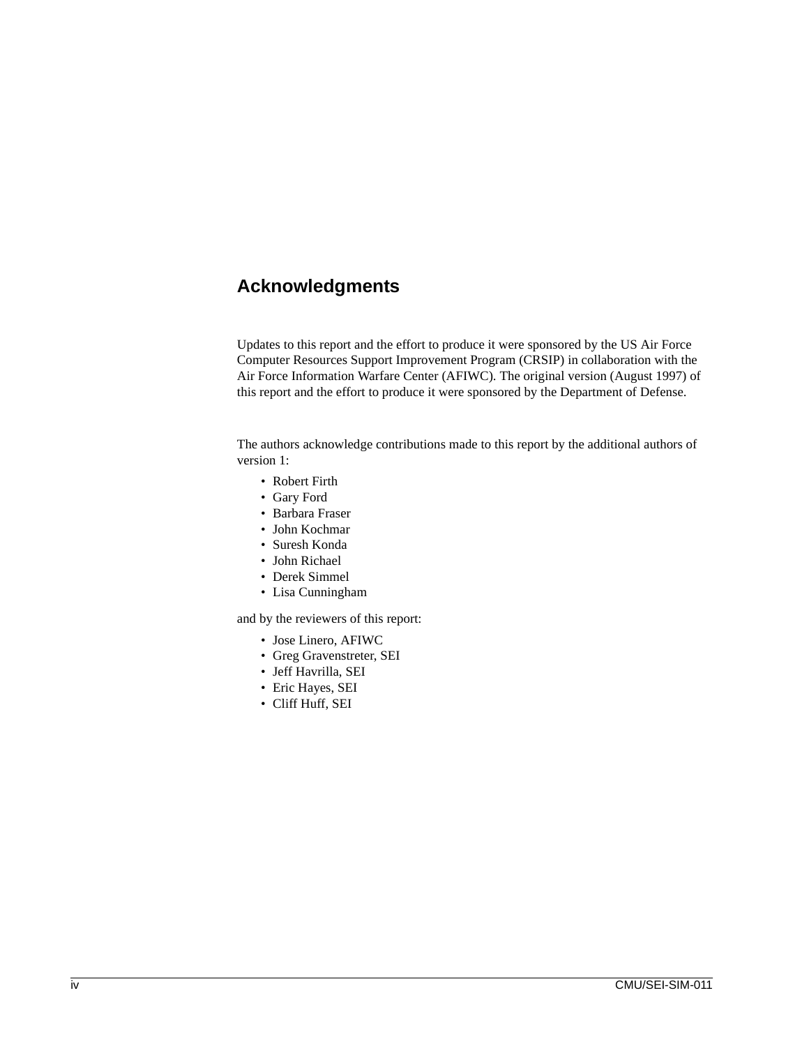# Acknowledgments

Updates to this report and the effort to produce it were sponsored by the US Air Force Computer Resources Support Improvement Program (CRSIP) in collaboration with the Air Force Information Warfare Center (AFIWC). The original version (August 1997) of this report and the effort to produce it were sponsored by the Department of Defense.

The authors acknowledge contributions made to this report by the additional authors of version 1:

- Robert Firth
- Gary Ford
- Barbara Fraser
- John Kochmar
- Suresh Konda
- John Richael
- Derek Simmel
- Lisa Cunningham

and by the reviewers of this report:

- Jose Linero, AFIWC
- Greg Gravenstreter, SEI
- Jeff Havrilla, SEI
- Eric Hayes, SEI
- Cliff Huff, SEI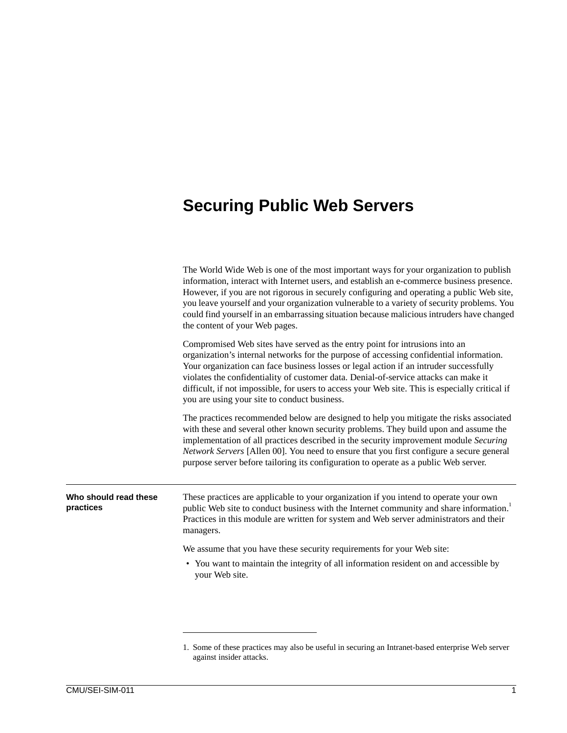# Securing Public Web Servers

The World Wide Web is one of the most important ways for your organization to publish information, interact with Internet users, and establish an e-commerce business presence. However, if you are not rigorous in securely configuring and operating a public Web site, you leave yourself and your organization vulnerable to a variety of security problems. You could find yourself in an embarrassing situation because malicious intruders have changed the content of your Web pages.

Compromised Web sites have served as the entry point for intrusions into an organization's internal networks for the purpose of accessing confidential information. Your organization can face business losses or legal action if an intruder successfully violates the confidentiality of customer data. Denial-of-service attacks can make it difficult, if not impossible, for users to access your Web site. This is especially critical if you are using your site to conduct business.

The practices recommended below are designed to help you mitigate the risks associated with these and several other known security problems. They build upon and assume the implementation of all practices described in the security improvement module *Securing Network Servers* [Allen 00]. You need to ensure that you first configure a secure general purpose server before tailoring its configuration to operate as a public Web server.

---

**Who should read these practices**

These practices are applicable to your organization if you intend to operate your own public Web site to conduct business with the Internet community and share information.[1] Practices in this module are written for system and Web server administrators and their managers.

We assume that you have these security requirements for your Web site:

- You want to maintain the integrity of all information resident on and accessible by your Web site.

---

1. Some of these practices may also be useful in securing an Intranet-based enterprise Web server against insider attacks.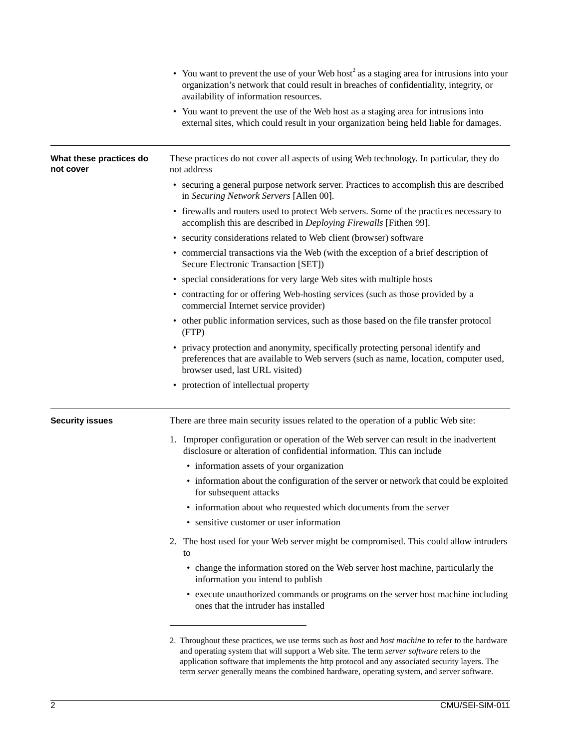- You want to prevent the use of your Web host[2] as a staging area for intrusions into your organization's network that could result in breaches of confidentiality, integrity, or availability of information resources.
- You want to prevent the use of the Web host as a staging area for intrusions into external sites, which could result in your organization being held liable for damages.

**What these practices do not cover**

These practices do not cover all aspects of using Web technology. In particular, they do not address

- securing a general purpose network server. Practices to accomplish this are described in *Securing Network Servers* [Allen 00].
- firewalls and routers used to protect Web servers. Some of the practices necessary to accomplish this are described in *Deploying Firewalls* [Fithen 99].
- security considerations related to Web client (browser) software
- commercial transactions via the Web (with the exception of a brief description of Secure Electronic Transaction [SET])
- special considerations for very large Web sites with multiple hosts
- contracting for or offering Web-hosting services (such as those provided by a commercial Internet service provider)
- other public information services, such as those based on the file transfer protocol (FTP)
- privacy protection and anonymity, specifically protecting personal identify and preferences that are available to Web servers (such as name, location, computer used, browser used, last URL visited)
- protection of intellectual property

**Security issues**

There are three main security issues related to the operation of a public Web site:

1. Improper configuration or operation of the Web server can result in the inadvertent disclosure or alteration of confidential information. This can include
   - information assets of your organization
   - information about the configuration of the server or network that could be exploited for subsequent attacks
   - information about who requested which documents from the server
   - sensitive customer or user information
2. The host used for your Web server might be compromised. This could allow intruders to
   - change the information stored on the Web server host machine, particularly the information you intend to publish
   - execute unauthorized commands or programs on the server host machine including ones that the intruder has installed

---

2. Throughout these practices, we use terms such as *host* and *host machine* to refer to the hardware and operating system that will support a Web site. The term *server software* refers to the application software that implements the http protocol and any associated security layers. The term *server* generally means the combined hardware, operating system, and server software.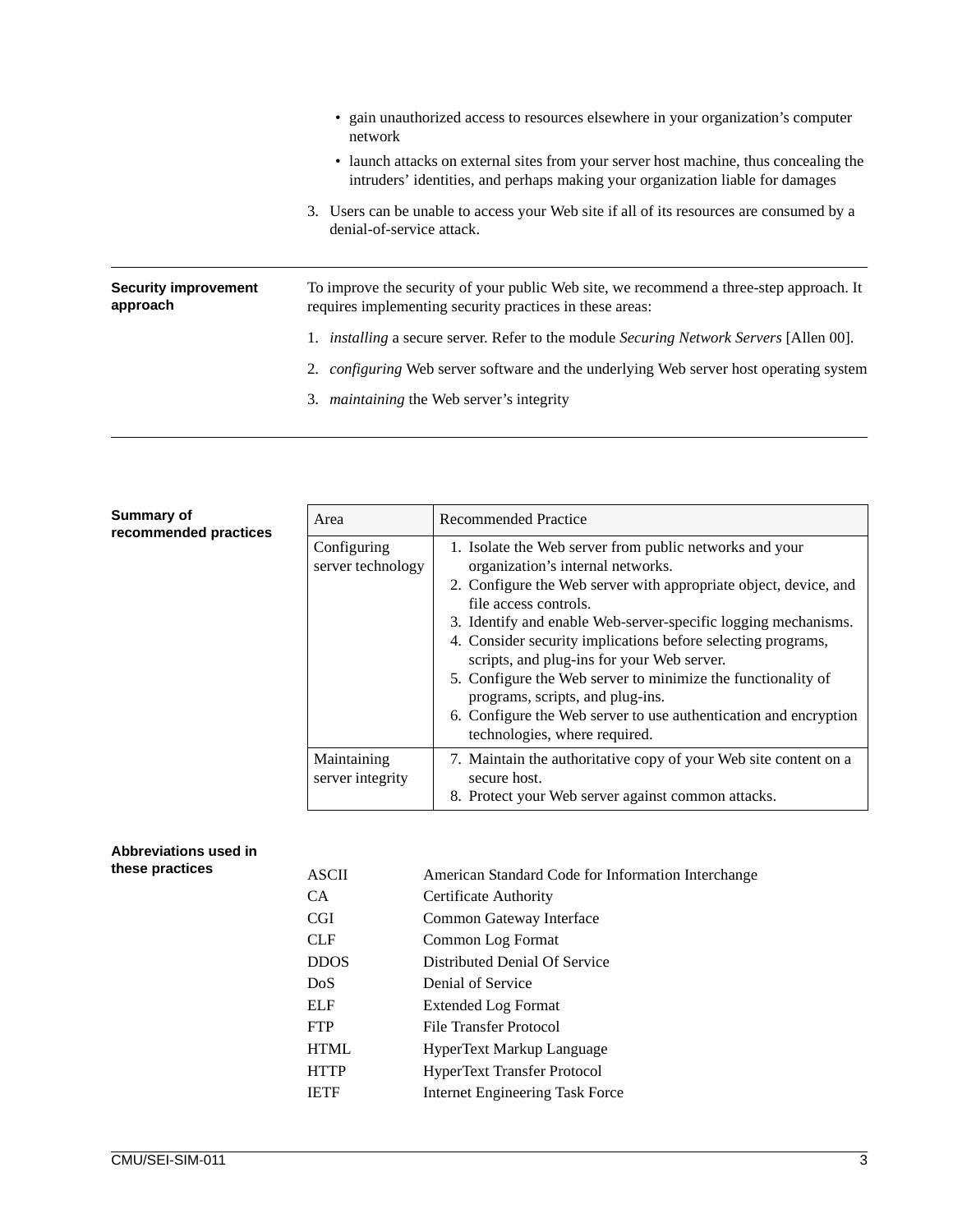- gain unauthorized access to resources elsewhere in your organization's computer network
- launch attacks on external sites from your server host machine, thus concealing the intruders' identities, and perhaps making your organization liable for damages

3. Users can be unable to access your Web site if all of its resources are consumed by a denial-of-service attack.

---

**Security improvement approach**

To improve the security of your public Web site, we recommend a three-step approach. It requires implementing security practices in these areas:

1. *installing* a secure server. Refer to the module *Securing Network Servers* [Allen 00].
2. *configuring* Web server software and the underlying Web server host operating system
3. *maintaining* the Web server's integrity

---

**Summary of recommended practices**

| Area | Recommended Practice |
| --- | --- |
| Configuring server technology | 1. Isolate the Web server from public networks and your organization's internal networks.<br>2. Configure the Web server with appropriate object, device, and file access controls.<br>3. Identify and enable Web-server-specific logging mechanisms.<br>4. Consider security implications before selecting programs, scripts, and plug-ins for your Web server.<br>5. Configure the Web server to minimize the functionality of programs, scripts, and plug-ins.<br>6. Configure the Web server to use authentication and encryption technologies, where required. |
| Maintaining server integrity | 7. Maintain the authoritative copy of your Web site content on a secure host.<br>8. Protect your Web server against common attacks. |

**Abbreviations used in these practices**

| | |
| --- | --- |
| ASCII | American Standard Code for Information Interchange |
| CA | Certificate Authority |
| CGI | Common Gateway Interface |
| CLF | Common Log Format |
| DDOS | Distributed Denial Of Service |
| DoS | Denial of Service |
| ELF | Extended Log Format |
| FTP | File Transfer Protocol |
| HTML | HyperText Markup Language |
| HTTP | HyperText Transfer Protocol |
| IETF | Internet Engineering Task Force |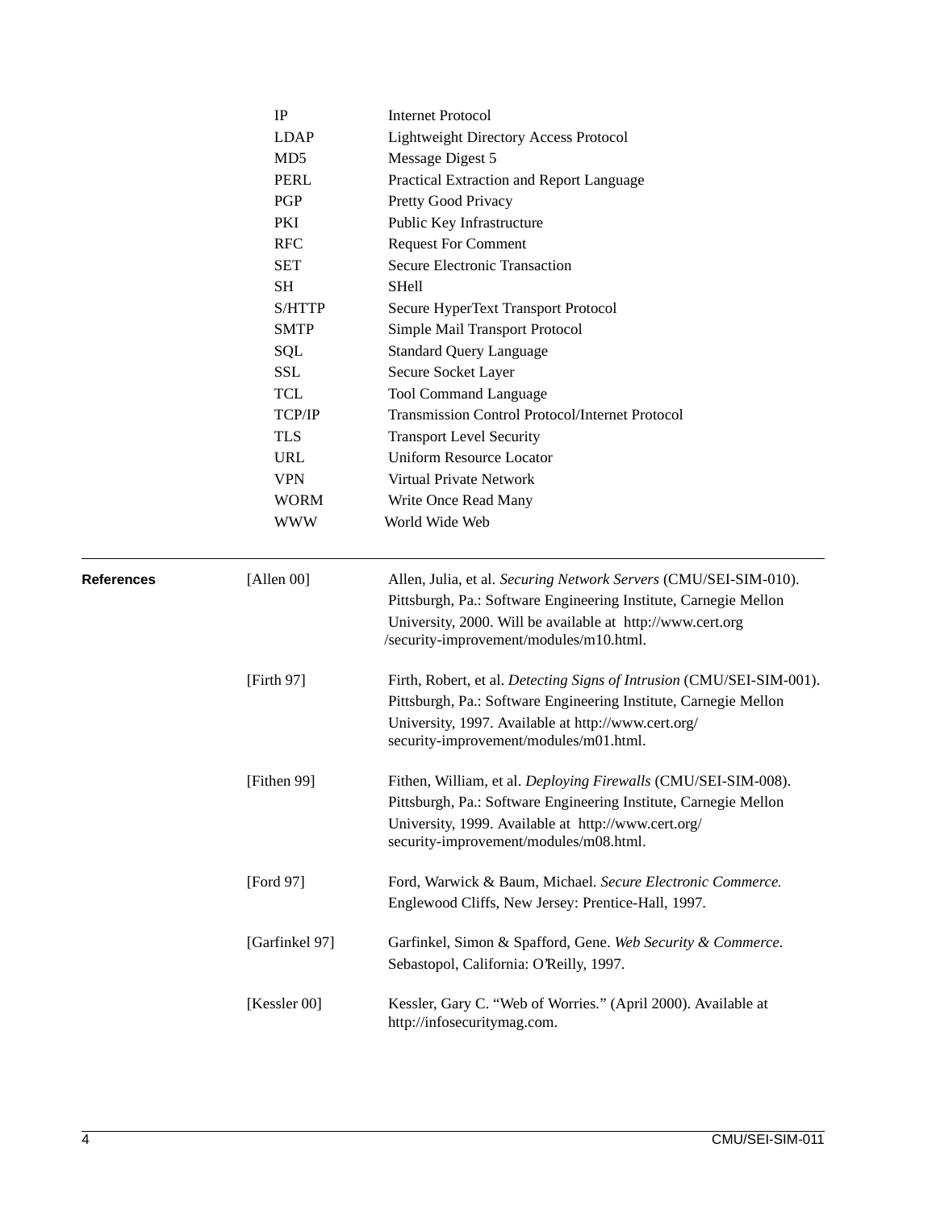| | |
|---|---|
| IP | Internet Protocol |
| LDAP | Lightweight Directory Access Protocol |
| MD5 | Message Digest 5 |
| PERL | Practical Extraction and Report Language |
| PGP | Pretty Good Privacy |
| PKI | Public Key Infrastructure |
| RFC | Request For Comment |
| SET | Secure Electronic Transaction |
| SH | SHell |
| S/HTTP | Secure HyperText Transport Protocol |
| SMTP | Simple Mail Transport Protocol |
| SQL | Standard Query Language |
| SSL | Secure Socket Layer |
| TCL | Tool Command Language |
| TCP/IP | Transmission Control Protocol/Internet Protocol |
| TLS | Transport Level Security |
| URL | Uniform Resource Locator |
| VPN | Virtual Private Network |
| WORM | Write Once Read Many |
| WWW | World Wide Web |

## References

[Allen 00] Allen, Julia, et al. *Securing Network Servers* (CMU/SEI-SIM-010). Pittsburgh, Pa.: Software Engineering Institute, Carnegie Mellon University, 2000. Will be available at http://www.cert.org /security-improvement/modules/m10.html.

[Firth 97] Firth, Robert, et al. *Detecting Signs of Intrusion* (CMU/SEI-SIM-001). Pittsburgh, Pa.: Software Engineering Institute, Carnegie Mellon University, 1997. Available at http://www.cert.org/ security-improvement/modules/m01.html.

[Fithen 99] Fithen, William, et al. *Deploying Firewalls* (CMU/SEI-SIM-008). Pittsburgh, Pa.: Software Engineering Institute, Carnegie Mellon University, 1999. Available at http://www.cert.org/ security-improvement/modules/m08.html.

[Ford 97] Ford, Warwick & Baum, Michael. *Secure Electronic Commerce.* Englewood Cliffs, New Jersey: Prentice-Hall, 1997.

[Garfinkel 97] Garfinkel, Simon & Spafford, Gene. *Web Security & Commerce.* Sebastopol, California: O'Reilly, 1997.

[Kessler 00] Kessler, Gary C. "Web of Worries." (April 2000). Available at http://infosecuritymag.com.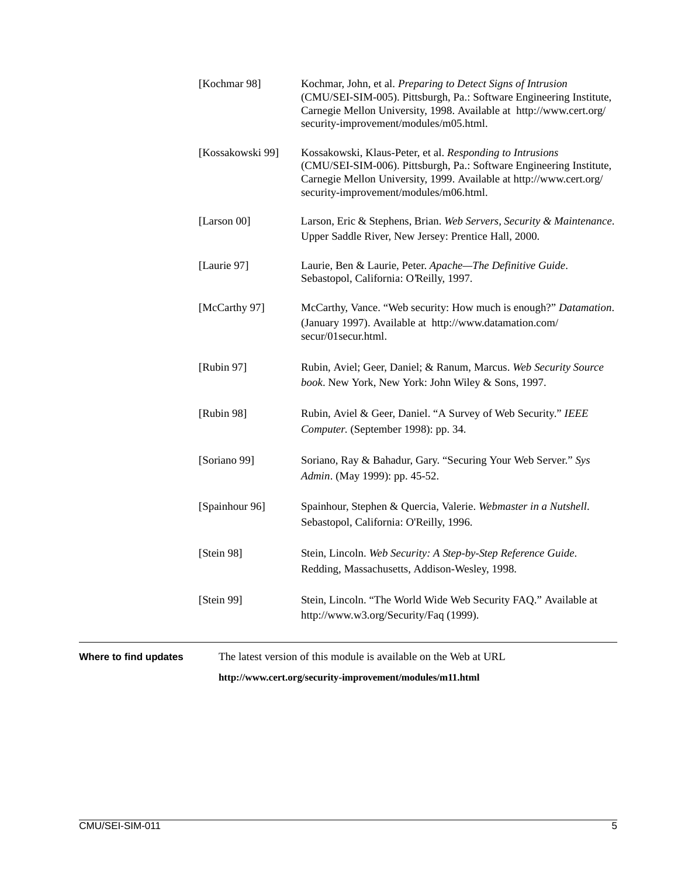[Kochmar 98] Kochmar, John, et al. *Preparing to Detect Signs of Intrusion* (CMU/SEI-SIM-005). Pittsburgh, Pa.: Software Engineering Institute, Carnegie Mellon University, 1998. Available at http://www.cert.org/security-improvement/modules/m05.html.

[Kossakowski 99] Kossakowski, Klaus-Peter, et al. *Responding to Intrusions* (CMU/SEI-SIM-006). Pittsburgh, Pa.: Software Engineering Institute, Carnegie Mellon University, 1999. Available at http://www.cert.org/security-improvement/modules/m06.html.

[Larson 00] Larson, Eric & Stephens, Brian. *Web Servers, Security & Maintenance*. Upper Saddle River, New Jersey: Prentice Hall, 2000.

[Laurie 97] Laurie, Ben & Laurie, Peter. *Apache—The Definitive Guide*. Sebastopol, California: O'Reilly, 1997.

[McCarthy 97] McCarthy, Vance. "Web security: How much is enough?" *Datamation*. (January 1997). Available at http://www.datamation.com/secur/01secur.html.

[Rubin 97] Rubin, Aviel; Geer, Daniel; & Ranum, Marcus. *Web Security Source book*. New York, New York: John Wiley & Sons, 1997.

[Rubin 98] Rubin, Aviel & Geer, Daniel. "A Survey of Web Security." *IEEE Computer.* (September 1998): pp. 34.

[Soriano 99] Soriano, Ray & Bahadur, Gary. "Securing Your Web Server." *Sys Admin*. (May 1999): pp. 45-52.

[Spainhour 96] Spainhour, Stephen & Quercia, Valerie. *Webmaster in a Nutshell*. Sebastopol, California: O'Reilly, 1996.

[Stein 98] Stein, Lincoln. *Web Security: A Step-by-Step Reference Guide*. Redding, Massachusetts, Addison-Wesley, 1998.

[Stein 99] Stein, Lincoln. "The World Wide Web Security FAQ." Available at http://www.w3.org/Security/Faq (1999).

---

**Where to find updates**

The latest version of this module is available on the Web at URL

**http://www.cert.org/security-improvement/modules/m11.html**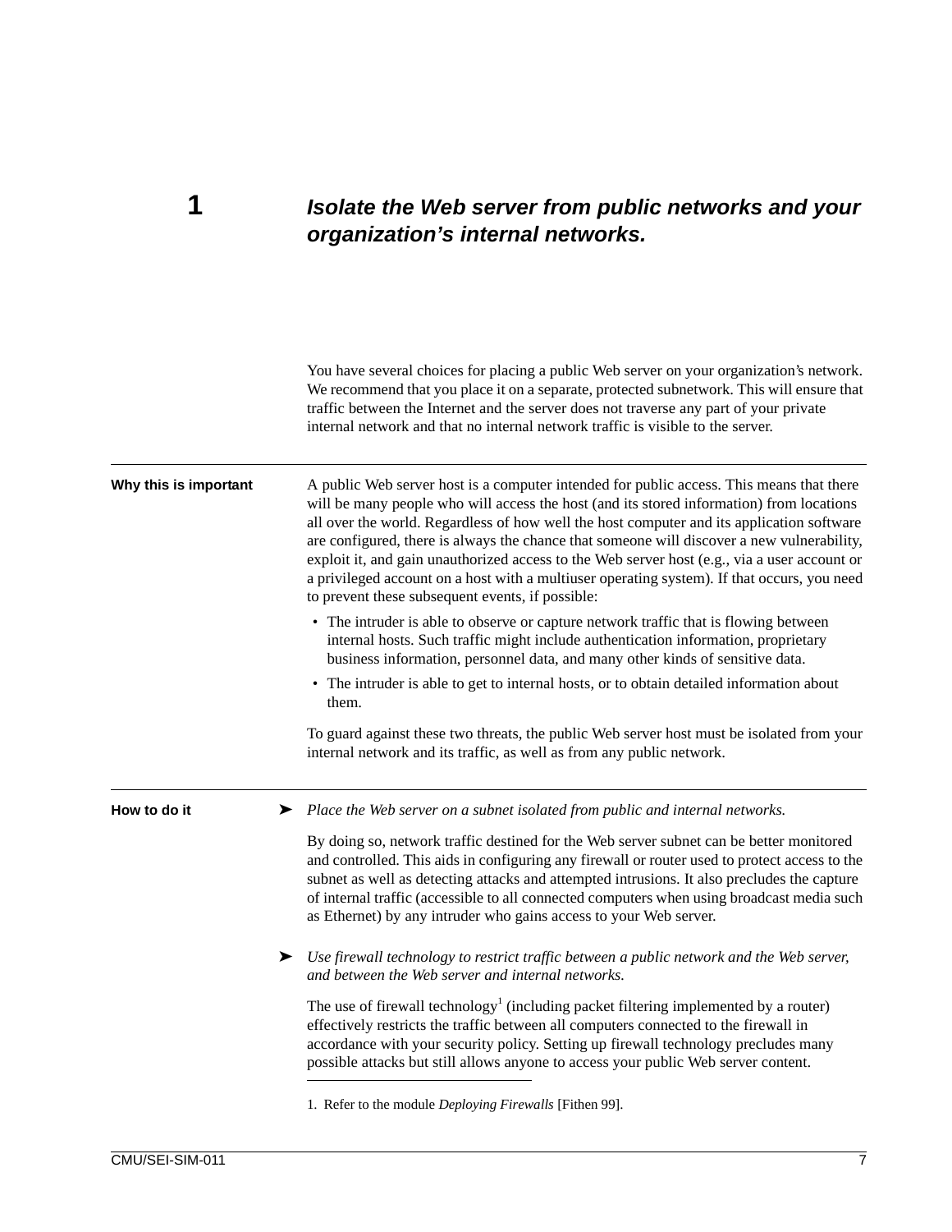# 1 Isolate the Web server from public networks and your organization's internal networks.

You have several choices for placing a public Web server on your organization's network. We recommend that you place it on a separate, protected subnetwork. This will ensure that traffic between the Internet and the server does not traverse any part of your private internal network and that no internal network traffic is visible to the server.

## Why this is important

A public Web server host is a computer intended for public access. This means that there will be many people who will access the host (and its stored information) from locations all over the world. Regardless of how well the host computer and its application software are configured, there is always the chance that someone will discover a new vulnerability, exploit it, and gain unauthorized access to the Web server host (e.g., via a user account or a privileged account on a host with a multiuser operating system). If that occurs, you need to prevent these subsequent events, if possible:

- The intruder is able to observe or capture network traffic that is flowing between internal hosts. Such traffic might include authentication information, proprietary business information, personnel data, and many other kinds of sensitive data.
- The intruder is able to get to internal hosts, or to obtain detailed information about them.

To guard against these two threats, the public Web server host must be isolated from your internal network and its traffic, as well as from any public network.

## How to do it

➤ *Place the Web server on a subnet isolated from public and internal networks.*

By doing so, network traffic destined for the Web server subnet can be better monitored and controlled. This aids in configuring any firewall or router used to protect access to the subnet as well as detecting attacks and attempted intrusions. It also precludes the capture of internal traffic (accessible to all connected computers when using broadcast media such as Ethernet) by any intruder who gains access to your Web server.

➤ *Use firewall technology to restrict traffic between a public network and the Web server, and between the Web server and internal networks.*

The use of firewall technology[1] (including packet filtering implemented by a router) effectively restricts the traffic between all computers connected to the firewall in accordance with your security policy. Setting up firewall technology precludes many possible attacks but still allows anyone to access your public Web server content.

1. Refer to the module *Deploying Firewalls* [Fithen 99].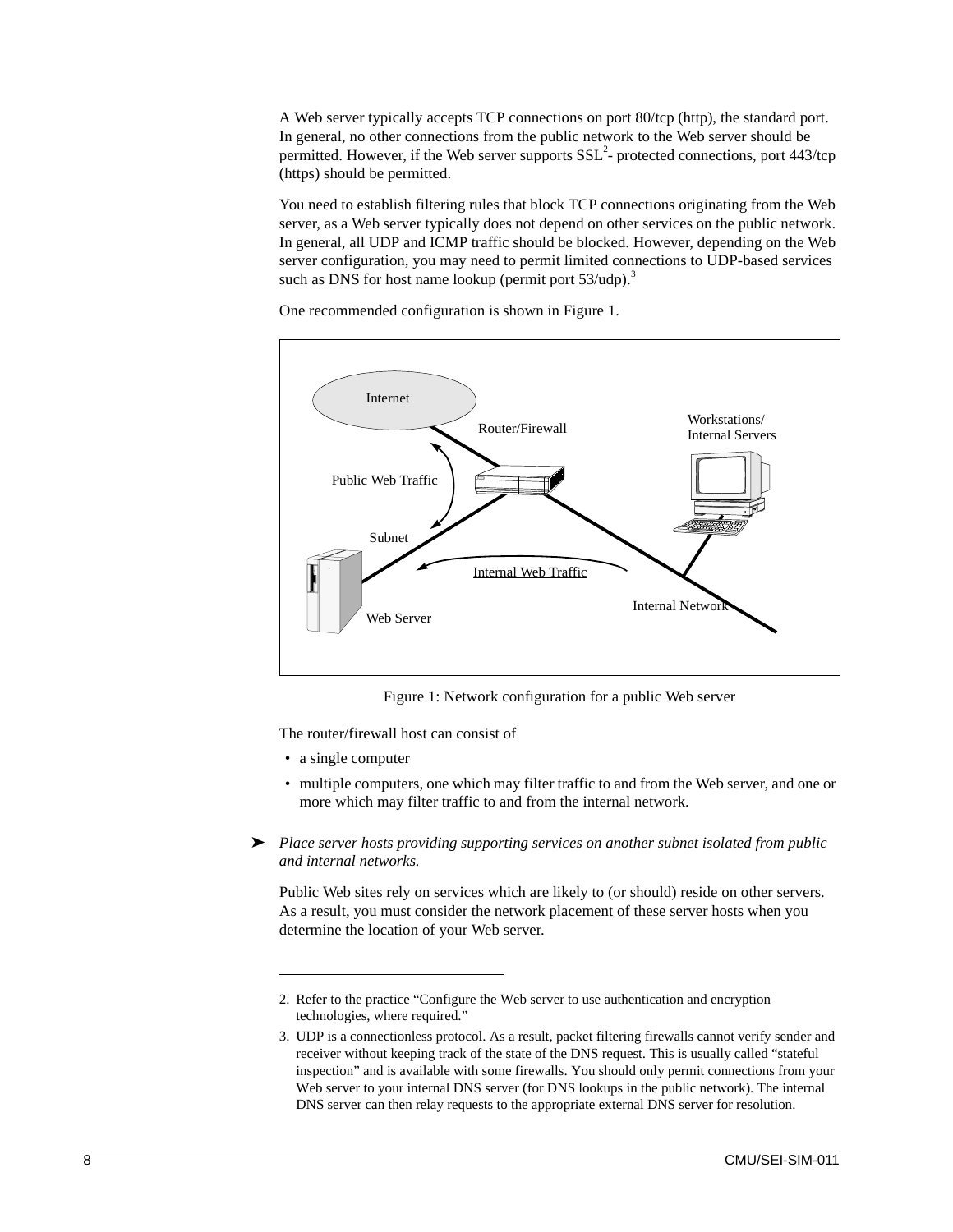A Web server typically accepts TCP connections on port 80/tcp (http), the standard port. In general, no other connections from the public network to the Web server should be permitted. However, if the Web server supports SSL[2]- protected connections, port 443/tcp (https) should be permitted.

You need to establish filtering rules that block TCP connections originating from the Web server, as a Web server typically does not depend on other services on the public network. In general, all UDP and ICMP traffic should be blocked. However, depending on the Web server configuration, you may need to permit limited connections to UDP-based services such as DNS for host name lookup (permit port 53/udp).[3]

One recommended configuration is shown in Figure 1.

Figure 1: Network configuration for a public Web server

The router/firewall host can consist of

- a single computer
- multiple computers, one which may filter traffic to and from the Web server, and one or more which may filter traffic to and from the internal network.

➤ *Place server hosts providing supporting services on another subnet isolated from public and internal networks.*

Public Web sites rely on services which are likely to (or should) reside on other servers. As a result, you must consider the network placement of these server hosts when you determine the location of your Web server.

---

2. Refer to the practice "Configure the Web server to use authentication and encryption technologies, where required."
3. UDP is a connectionless protocol. As a result, packet filtering firewalls cannot verify sender and receiver without keeping track of the state of the DNS request. This is usually called "stateful inspection" and is available with some firewalls. You should only permit connections from your Web server to your internal DNS server (for DNS lookups in the public network). The internal DNS server can then relay requests to the appropriate external DNS server for resolution.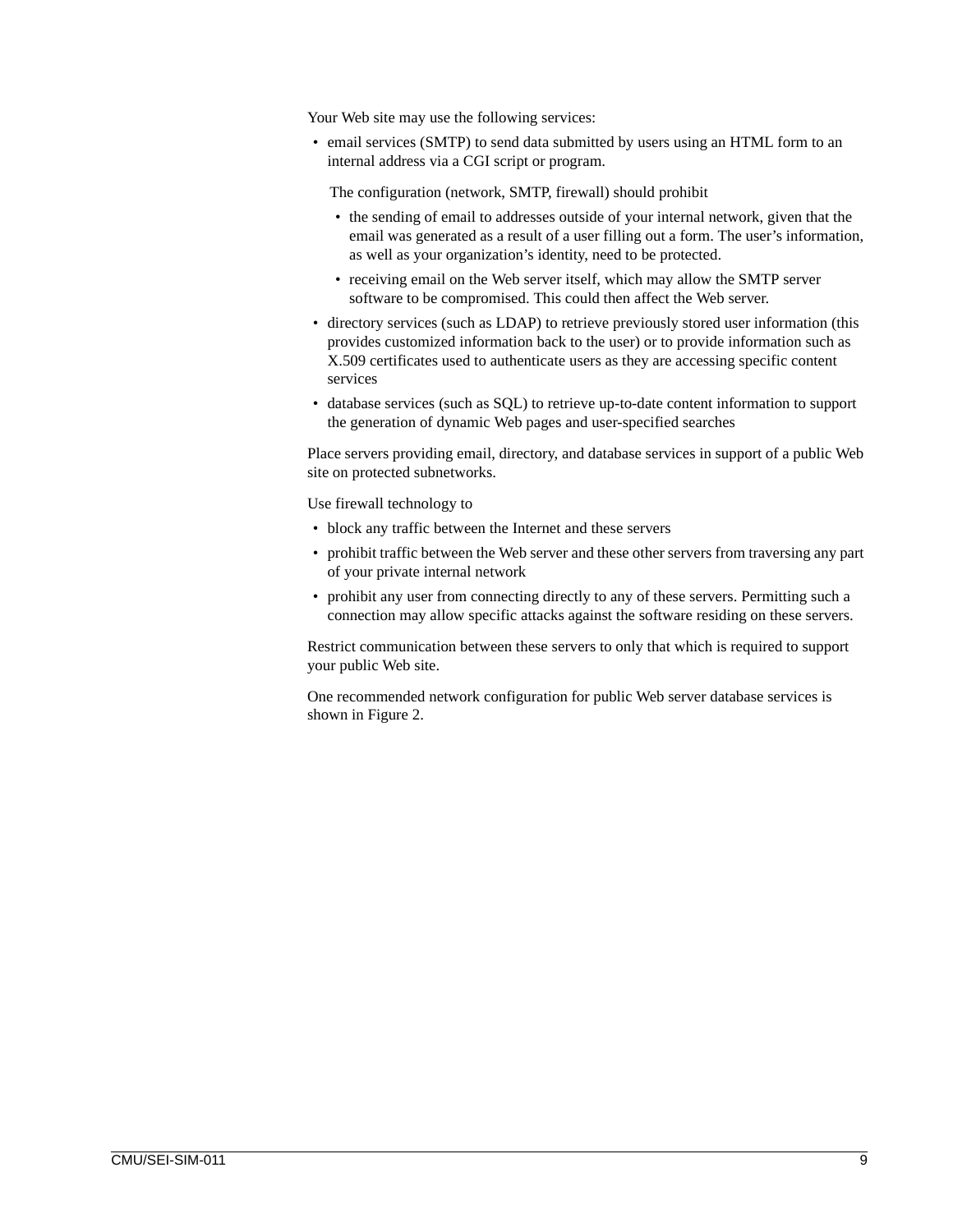Your Web site may use the following services:

- email services (SMTP) to send data submitted by users using an HTML form to an internal address via a CGI script or program.

  The configuration (network, SMTP, firewall) should prohibit

  - the sending of email to addresses outside of your internal network, given that the email was generated as a result of a user filling out a form. The user's information, as well as your organization's identity, need to be protected.
  - receiving email on the Web server itself, which may allow the SMTP server software to be compromised. This could then affect the Web server.

- directory services (such as LDAP) to retrieve previously stored user information (this provides customized information back to the user) or to provide information such as X.509 certificates used to authenticate users as they are accessing specific content services
- database services (such as SQL) to retrieve up-to-date content information to support the generation of dynamic Web pages and user-specified searches

Place servers providing email, directory, and database services in support of a public Web site on protected subnetworks.

Use firewall technology to

- block any traffic between the Internet and these servers
- prohibit traffic between the Web server and these other servers from traversing any part of your private internal network
- prohibit any user from connecting directly to any of these servers. Permitting such a connection may allow specific attacks against the software residing on these servers.

Restrict communication between these servers to only that which is required to support your public Web site.

One recommended network configuration for public Web server database services is shown in Figure 2.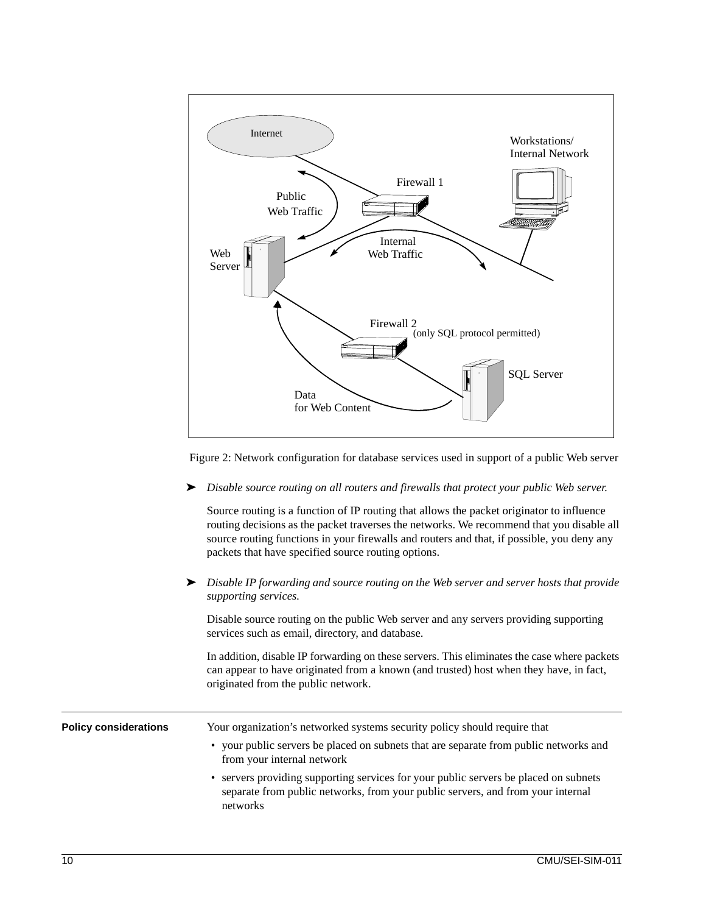Figure 2: Network configuration for database services used in support of a public Web server

➤ *Disable source routing on all routers and firewalls that protect your public Web server.*

Source routing is a function of IP routing that allows the packet originator to influence routing decisions as the packet traverses the networks. We recommend that you disable all source routing functions in your firewalls and routers and that, if possible, you deny any packets that have specified source routing options.

➤ *Disable IP forwarding and source routing on the Web server and server hosts that provide supporting services.*

Disable source routing on the public Web server and any servers providing supporting services such as email, directory, and database.

In addition, disable IP forwarding on these servers. This eliminates the case where packets can appear to have originated from a known (and trusted) host when they have, in fact, originated from the public network.

**Policy considerations**

Your organization's networked systems security policy should require that

- your public servers be placed on subnets that are separate from public networks and from your internal network
- servers providing supporting services for your public servers be placed on subnets separate from public networks, from your public servers, and from your internal networks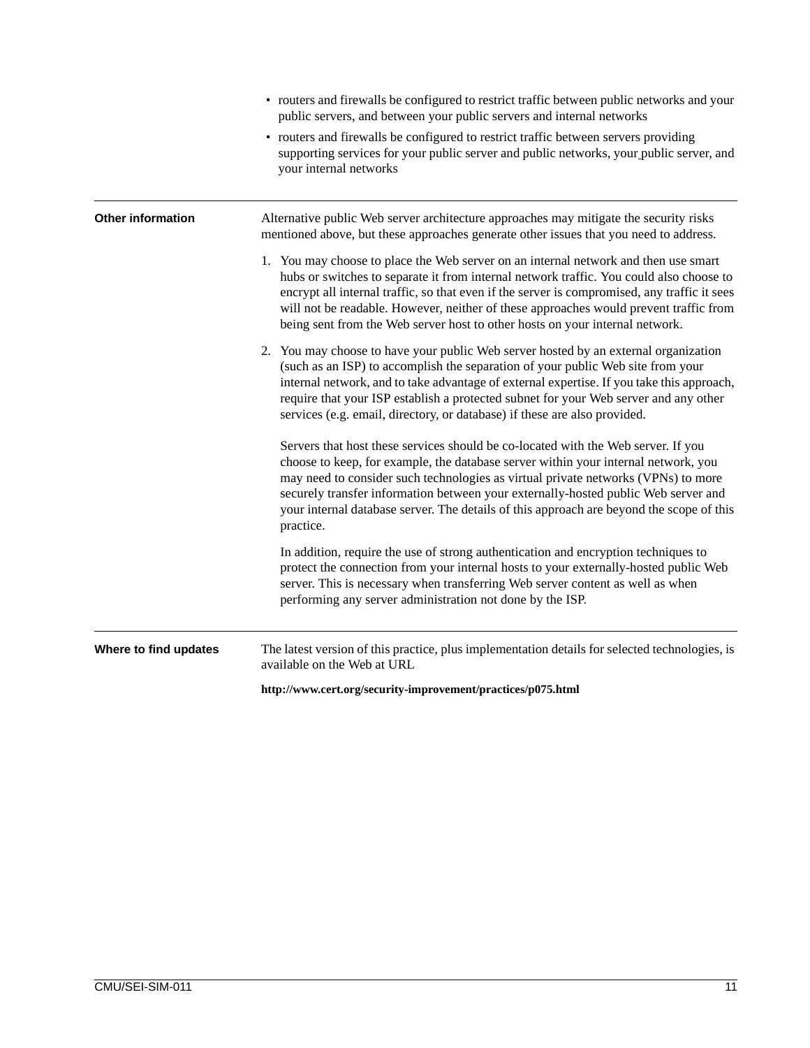- routers and firewalls be configured to restrict traffic between public networks and your public servers, and between your public servers and internal networks
- routers and firewalls be configured to restrict traffic between servers providing supporting services for your public server and public networks, your public server, and your internal networks

---

**Other information**

Alternative public Web server architecture approaches may mitigate the security risks mentioned above, but these approaches generate other issues that you need to address.

1. You may choose to place the Web server on an internal network and then use smart hubs or switches to separate it from internal network traffic. You could also choose to encrypt all internal traffic, so that even if the server is compromised, any traffic it sees will not be readable. However, neither of these approaches would prevent traffic from being sent from the Web server host to other hosts on your internal network.

2. You may choose to have your public Web server hosted by an external organization (such as an ISP) to accomplish the separation of your public Web site from your internal network, and to take advantage of external expertise. If you take this approach, require that your ISP establish a protected subnet for your Web server and any other services (e.g. email, directory, or database) if these are also provided.

   Servers that host these services should be co-located with the Web server. If you choose to keep, for example, the database server within your internal network, you may need to consider such technologies as virtual private networks (VPNs) to more securely transfer information between your externally-hosted public Web server and your internal database server. The details of this approach are beyond the scope of this practice.

   In addition, require the use of strong authentication and encryption techniques to protect the connection from your internal hosts to your externally-hosted public Web server. This is necessary when transferring Web server content as well as when performing any server administration not done by the ISP.

---

**Where to find updates**

The latest version of this practice, plus implementation details for selected technologies, is available on the Web at URL

**http://www.cert.org/security-improvement/practices/p075.html**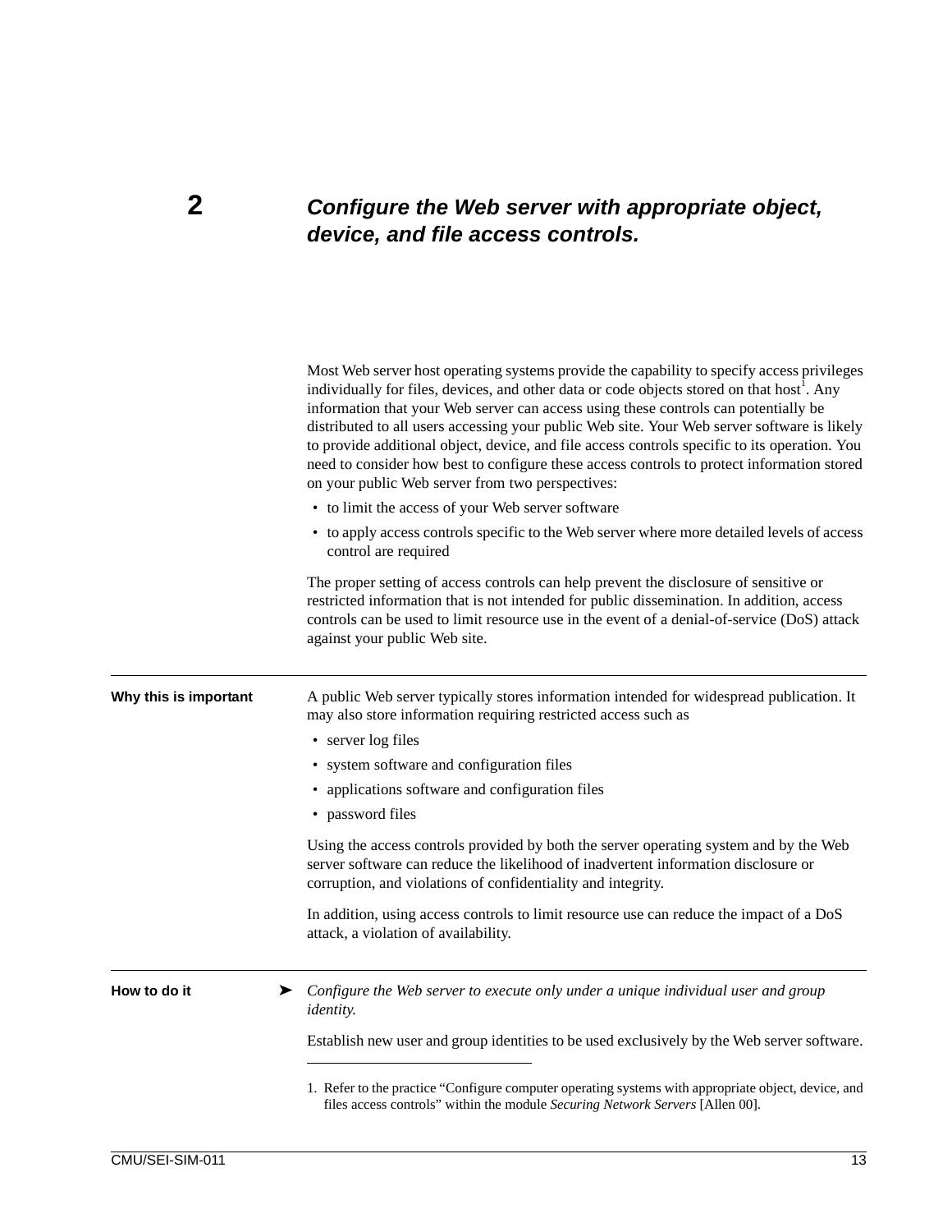## 2 *Configure the Web server with appropriate object, device, and file access controls.*

Most Web server host operating systems provide the capability to specify access privileges individually for files, devices, and other data or code objects stored on that host[1]. Any information that your Web server can access using these controls can potentially be distributed to all users accessing your public Web site. Your Web server software is likely to provide additional object, device, and file access controls specific to its operation. You need to consider how best to configure these access controls to protect information stored on your public Web server from two perspectives:

- to limit the access of your Web server software
- to apply access controls specific to the Web server where more detailed levels of access control are required

The proper setting of access controls can help prevent the disclosure of sensitive or restricted information that is not intended for public dissemination. In addition, access controls can be used to limit resource use in the event of a denial-of-service (DoS) attack against your public Web site.

---

**Why this is important**

A public Web server typically stores information intended for widespread publication. It may also store information requiring restricted access such as

- server log files
- system software and configuration files
- applications software and configuration files
- password files

Using the access controls provided by both the server operating system and by the Web server software can reduce the likelihood of inadvertent information disclosure or corruption, and violations of confidentiality and integrity.

In addition, using access controls to limit resource use can reduce the impact of a DoS attack, a violation of availability.

---

**How to do it**

➤ *Configure the Web server to execute only under a unique individual user and group identity.*

Establish new user and group identities to be used exclusively by the Web server software.

---

1. Refer to the practice “Configure computer operating systems with appropriate object, device, and files access controls” within the module *Securing Network Servers* [Allen 00].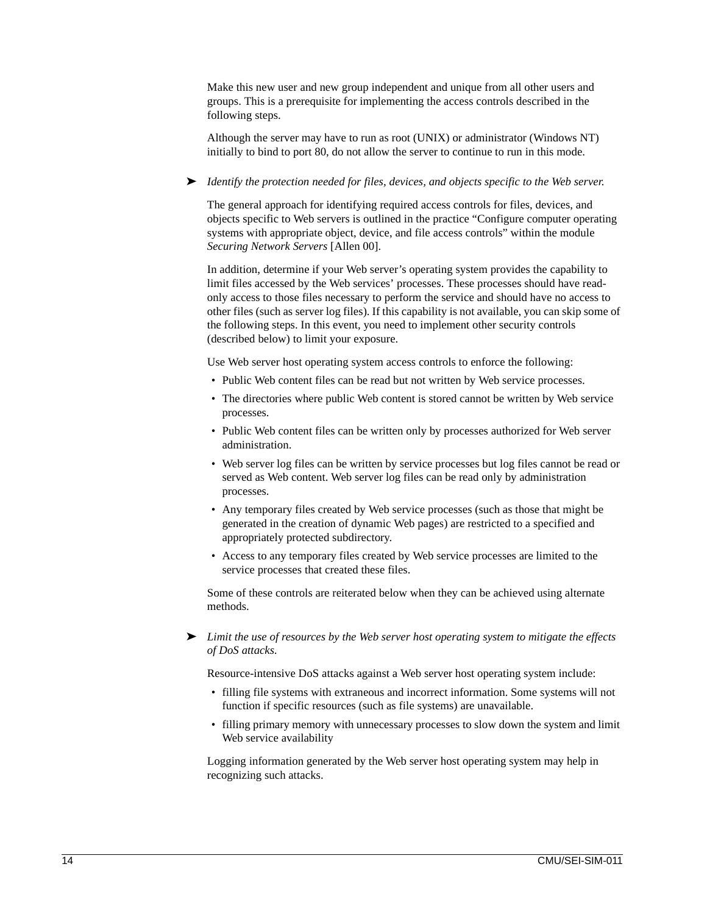Make this new user and new group independent and unique from all other users and groups. This is a prerequisite for implementing the access controls described in the following steps.

Although the server may have to run as root (UNIX) or administrator (Windows NT) initially to bind to port 80, do not allow the server to continue to run in this mode.

➤ *Identify the protection needed for files, devices, and objects specific to the Web server.*

The general approach for identifying required access controls for files, devices, and objects specific to Web servers is outlined in the practice “Configure computer operating systems with appropriate object, device, and file access controls” within the module *Securing Network Servers* [Allen 00].

In addition, determine if your Web server’s operating system provides the capability to limit files accessed by the Web services’ processes. These processes should have read-only access to those files necessary to perform the service and should have no access to other files (such as server log files). If this capability is not available, you can skip some of the following steps. In this event, you need to implement other security controls (described below) to limit your exposure.

Use Web server host operating system access controls to enforce the following:

- Public Web content files can be read but not written by Web service processes.
- The directories where public Web content is stored cannot be written by Web service processes.
- Public Web content files can be written only by processes authorized for Web server administration.
- Web server log files can be written by service processes but log files cannot be read or served as Web content. Web server log files can be read only by administration processes.
- Any temporary files created by Web service processes (such as those that might be generated in the creation of dynamic Web pages) are restricted to a specified and appropriately protected subdirectory.
- Access to any temporary files created by Web service processes are limited to the service processes that created these files.

Some of these controls are reiterated below when they can be achieved using alternate methods.

➤ *Limit the use of resources by the Web server host operating system to mitigate the effects of DoS attacks.*

Resource-intensive DoS attacks against a Web server host operating system include:

- filling file systems with extraneous and incorrect information. Some systems will not function if specific resources (such as file systems) are unavailable.
- filling primary memory with unnecessary processes to slow down the system and limit Web service availability

Logging information generated by the Web server host operating system may help in recognizing such attacks.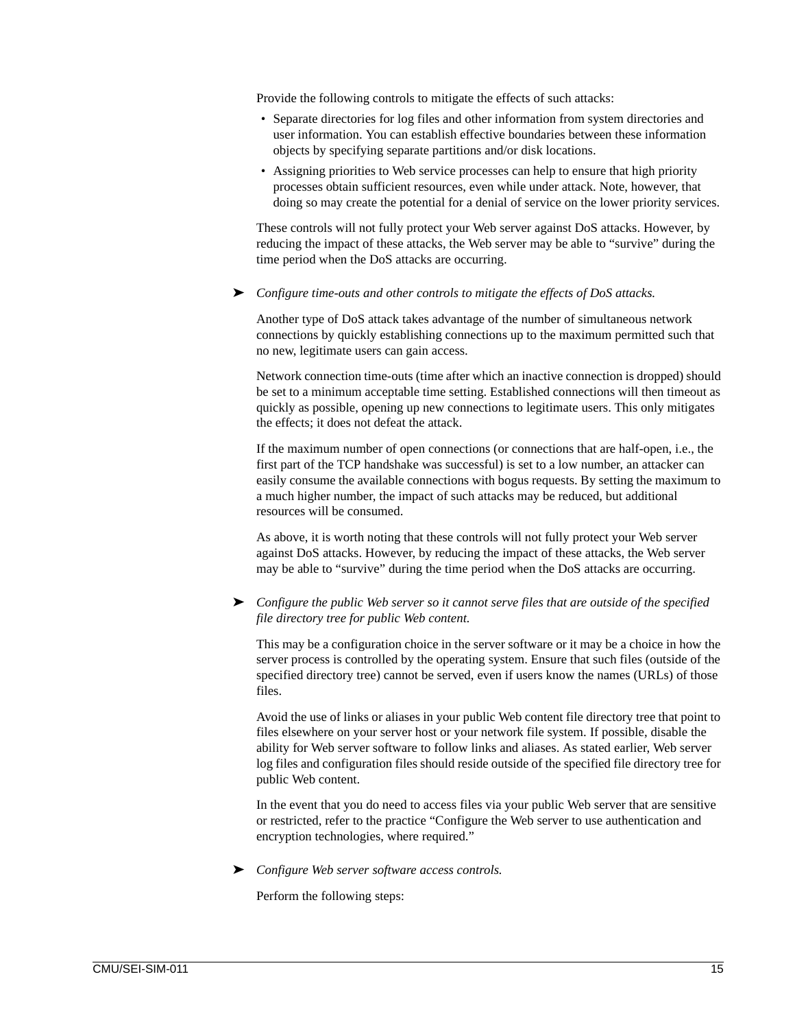Provide the following controls to mitigate the effects of such attacks:

- Separate directories for log files and other information from system directories and user information. You can establish effective boundaries between these information objects by specifying separate partitions and/or disk locations.
- Assigning priorities to Web service processes can help to ensure that high priority processes obtain sufficient resources, even while under attack. Note, however, that doing so may create the potential for a denial of service on the lower priority services.

These controls will not fully protect your Web server against DoS attacks. However, by reducing the impact of these attacks, the Web server may be able to “survive” during the time period when the DoS attacks are occurring.

➤ *Configure time-outs and other controls to mitigate the effects of DoS attacks.*

Another type of DoS attack takes advantage of the number of simultaneous network connections by quickly establishing connections up to the maximum permitted such that no new, legitimate users can gain access.

Network connection time-outs (time after which an inactive connection is dropped) should be set to a minimum acceptable time setting. Established connections will then timeout as quickly as possible, opening up new connections to legitimate users. This only mitigates the effects; it does not defeat the attack.

If the maximum number of open connections (or connections that are half-open, i.e., the first part of the TCP handshake was successful) is set to a low number, an attacker can easily consume the available connections with bogus requests. By setting the maximum to a much higher number, the impact of such attacks may be reduced, but additional resources will be consumed.

As above, it is worth noting that these controls will not fully protect your Web server against DoS attacks. However, by reducing the impact of these attacks, the Web server may be able to “survive” during the time period when the DoS attacks are occurring.

➤ *Configure the public Web server so it cannot serve files that are outside of the specified file directory tree for public Web content.*

This may be a configuration choice in the server software or it may be a choice in how the server process is controlled by the operating system. Ensure that such files (outside of the specified directory tree) cannot be served, even if users know the names (URLs) of those files.

Avoid the use of links or aliases in your public Web content file directory tree that point to files elsewhere on your server host or your network file system. If possible, disable the ability for Web server software to follow links and aliases. As stated earlier, Web server log files and configuration files should reside outside of the specified file directory tree for public Web content.

In the event that you do need to access files via your public Web server that are sensitive or restricted, refer to the practice “Configure the Web server to use authentication and encryption technologies, where required.”

➤ *Configure Web server software access controls.*

Perform the following steps: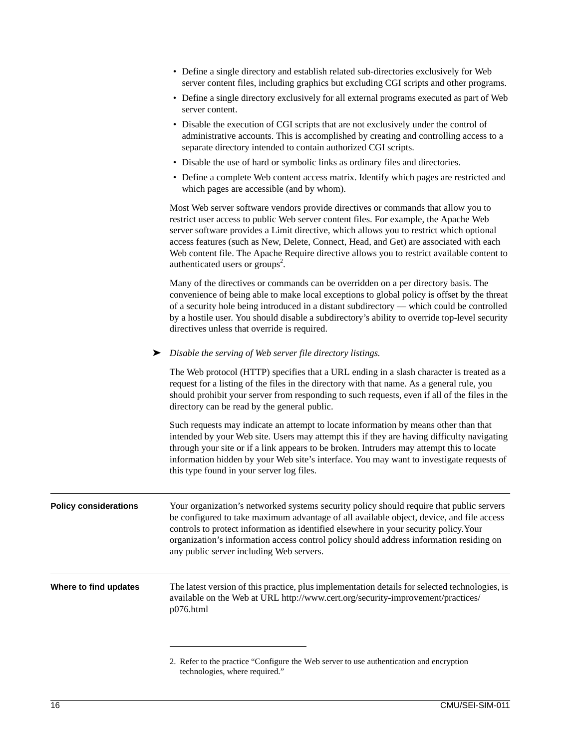- Define a single directory and establish related sub-directories exclusively for Web server content files, including graphics but excluding CGI scripts and other programs.
- Define a single directory exclusively for all external programs executed as part of Web server content.
- Disable the execution of CGI scripts that are not exclusively under the control of administrative accounts. This is accomplished by creating and controlling access to a separate directory intended to contain authorized CGI scripts.
- Disable the use of hard or symbolic links as ordinary files and directories.
- Define a complete Web content access matrix. Identify which pages are restricted and which pages are accessible (and by whom).

Most Web server software vendors provide directives or commands that allow you to restrict user access to public Web server content files. For example, the Apache Web server software provides a Limit directive, which allows you to restrict which optional access features (such as New, Delete, Connect, Head, and Get) are associated with each Web content file. The Apache Require directive allows you to restrict available content to authenticated users or groups[2].

Many of the directives or commands can be overridden on a per directory basis. The convenience of being able to make local exceptions to global policy is offset by the threat of a security hole being introduced in a distant subdirectory — which could be controlled by a hostile user. You should disable a subdirectory's ability to override top-level security directives unless that override is required.

➤ *Disable the serving of Web server file directory listings.*

The Web protocol (HTTP) specifies that a URL ending in a slash character is treated as a request for a listing of the files in the directory with that name. As a general rule, you should prohibit your server from responding to such requests, even if all of the files in the directory can be read by the general public.

Such requests may indicate an attempt to locate information by means other than that intended by your Web site. Users may attempt this if they are having difficulty navigating through your site or if a link appears to be broken. Intruders may attempt this to locate information hidden by your Web site's interface. You may want to investigate requests of this type found in your server log files.

---

**Policy considerations**

Your organization's networked systems security policy should require that public servers be configured to take maximum advantage of all available object, device, and file access controls to protect information as identified elsewhere in your security policy.Your organization's information access control policy should address information residing on any public server including Web servers.

---

**Where to find updates**

The latest version of this practice, plus implementation details for selected technologies, is available on the Web at URL http://www.cert.org/security-improvement/practices/p076.html

---

2. Refer to the practice "Configure the Web server to use authentication and encryption technologies, where required."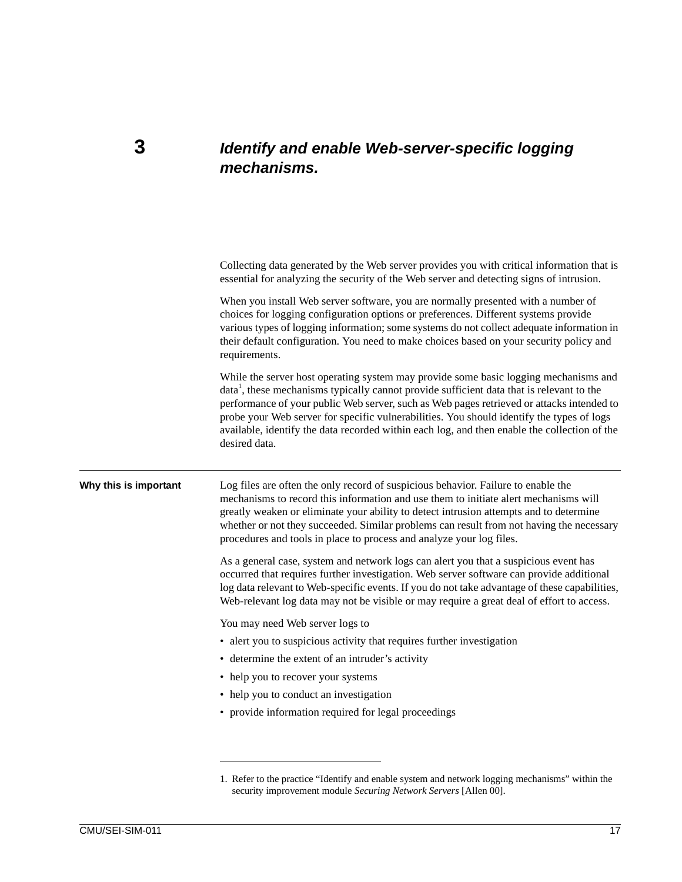# 3 *Identify and enable Web-server-specific logging mechanisms.*

Collecting data generated by the Web server provides you with critical information that is essential for analyzing the security of the Web server and detecting signs of intrusion.

When you install Web server software, you are normally presented with a number of choices for logging configuration options or preferences. Different systems provide various types of logging information; some systems do not collect adequate information in their default configuration. You need to make choices based on your security policy and requirements.

While the server host operating system may provide some basic logging mechanisms and data[1], these mechanisms typically cannot provide sufficient data that is relevant to the performance of your public Web server, such as Web pages retrieved or attacks intended to probe your Web server for specific vulnerabilities. You should identify the types of logs available, identify the data recorded within each log, and then enable the collection of the desired data.

---

**Why this is important**

Log files are often the only record of suspicious behavior. Failure to enable the mechanisms to record this information and use them to initiate alert mechanisms will greatly weaken or eliminate your ability to detect intrusion attempts and to determine whether or not they succeeded. Similar problems can result from not having the necessary procedures and tools in place to process and analyze your log files.

As a general case, system and network logs can alert you that a suspicious event has occurred that requires further investigation. Web server software can provide additional log data relevant to Web-specific events. If you do not take advantage of these capabilities, Web-relevant log data may not be visible or may require a great deal of effort to access.

You may need Web server logs to

- alert you to suspicious activity that requires further investigation
- determine the extent of an intruder's activity
- help you to recover your systems
- help you to conduct an investigation
- provide information required for legal proceedings

---

1. Refer to the practice "Identify and enable system and network logging mechanisms" within the security improvement module *Securing Network Servers* [Allen 00].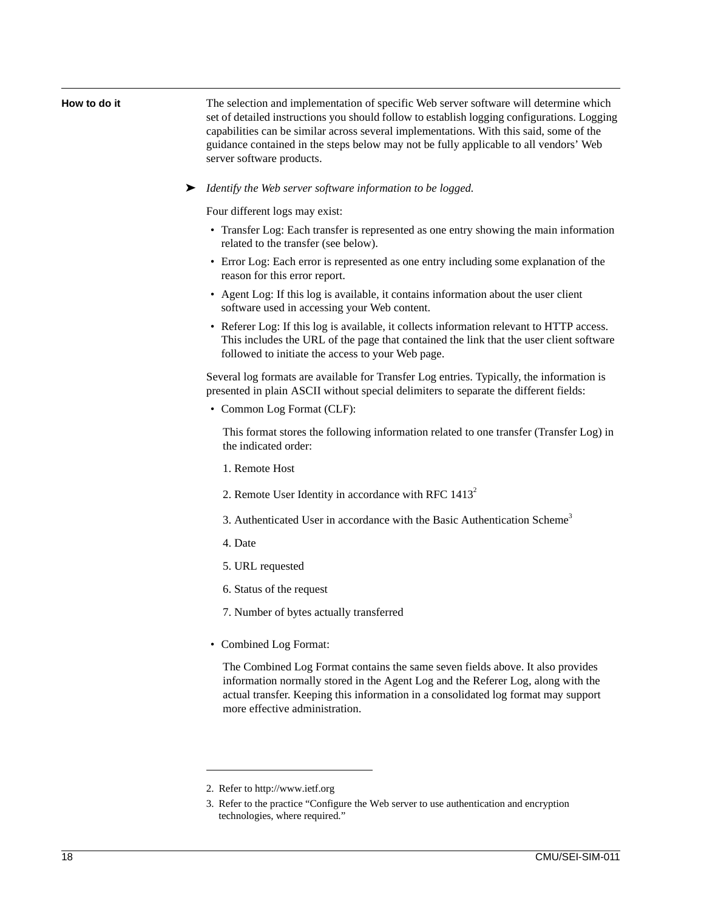**How to do it**

The selection and implementation of specific Web server software will determine which set of detailed instructions you should follow to establish logging configurations. Logging capabilities can be similar across several implementations. With this said, some of the guidance contained in the steps below may not be fully applicable to all vendors' Web server software products.

➤ *Identify the Web server software information to be logged.*

Four different logs may exist:

- Transfer Log: Each transfer is represented as one entry showing the main information related to the transfer (see below).
- Error Log: Each error is represented as one entry including some explanation of the reason for this error report.
- Agent Log: If this log is available, it contains information about the user client software used in accessing your Web content.
- Referer Log: If this log is available, it collects information relevant to HTTP access. This includes the URL of the page that contained the link that the user client software followed to initiate the access to your Web page.

Several log formats are available for Transfer Log entries. Typically, the information is presented in plain ASCII without special delimiters to separate the different fields:

- Common Log Format (CLF):

  This format stores the following information related to one transfer (Transfer Log) in the indicated order:

  1. Remote Host
  2. Remote User Identity in accordance with RFC 1413[2]
  3. Authenticated User in accordance with the Basic Authentication Scheme[3]
  4. Date
  5. URL requested
  6. Status of the request
  7. Number of bytes actually transferred

- Combined Log Format:

  The Combined Log Format contains the same seven fields above. It also provides information normally stored in the Agent Log and the Referer Log, along with the actual transfer. Keeping this information in a consolidated log format may support more effective administration.

---

2. Refer to http://www.ietf.org
3. Refer to the practice "Configure the Web server to use authentication and encryption technologies, where required."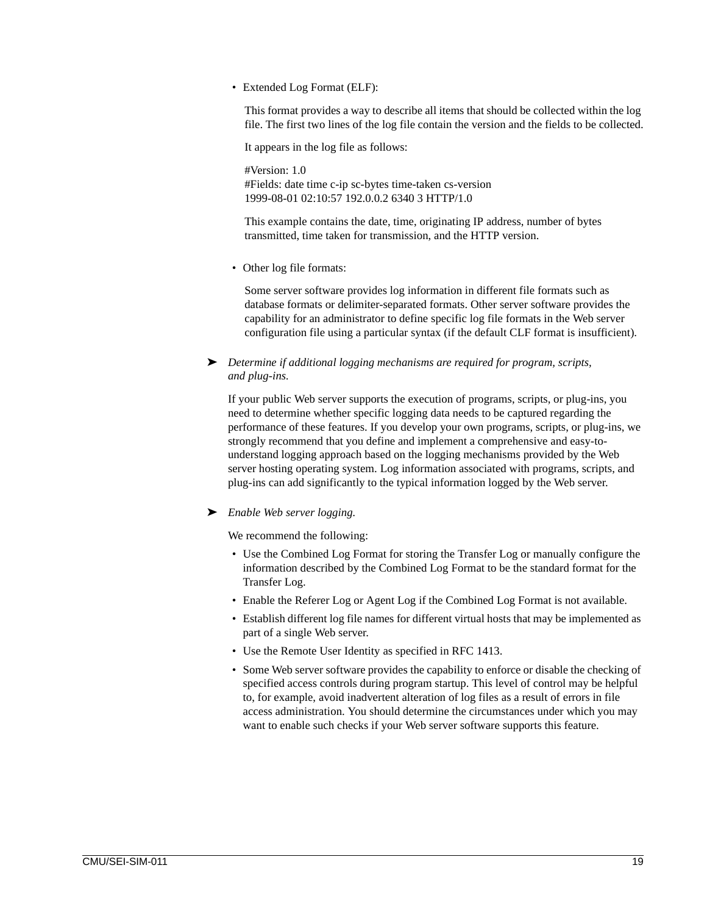- Extended Log Format (ELF):

  This format provides a way to describe all items that should be collected within the log file. The first two lines of the log file contain the version and the fields to be collected.

  It appears in the log file as follows:

  ```
  #Version: 1.0
  #Fields: date time c-ip sc-bytes time-taken cs-version
  1999-08-01 02:10:57 192.0.0.2 6340 3 HTTP/1.0
  ```

  This example contains the date, time, originating IP address, number of bytes transmitted, time taken for transmission, and the HTTP version.

- Other log file formats:

  Some server software provides log information in different file formats such as database formats or delimiter-separated formats. Other server software provides the capability for an administrator to define specific log file formats in the Web server configuration file using a particular syntax (if the default CLF format is insufficient).

➤ *Determine if additional logging mechanisms are required for program, scripts, and plug-ins.*

If your public Web server supports the execution of programs, scripts, or plug-ins, you need to determine whether specific logging data needs to be captured regarding the performance of these features. If you develop your own programs, scripts, or plug-ins, we strongly recommend that you define and implement a comprehensive and easy-to-understand logging approach based on the logging mechanisms provided by the Web server hosting operating system. Log information associated with programs, scripts, and plug-ins can add significantly to the typical information logged by the Web server.

➤ *Enable Web server logging.*

We recommend the following:

- Use the Combined Log Format for storing the Transfer Log or manually configure the information described by the Combined Log Format to be the standard format for the Transfer Log.
- Enable the Referer Log or Agent Log if the Combined Log Format is not available.
- Establish different log file names for different virtual hosts that may be implemented as part of a single Web server.
- Use the Remote User Identity as specified in RFC 1413.
- Some Web server software provides the capability to enforce or disable the checking of specified access controls during program startup. This level of control may be helpful to, for example, avoid inadvertent alteration of log files as a result of errors in file access administration. You should determine the circumstances under which you may want to enable such checks if your Web server software supports this feature.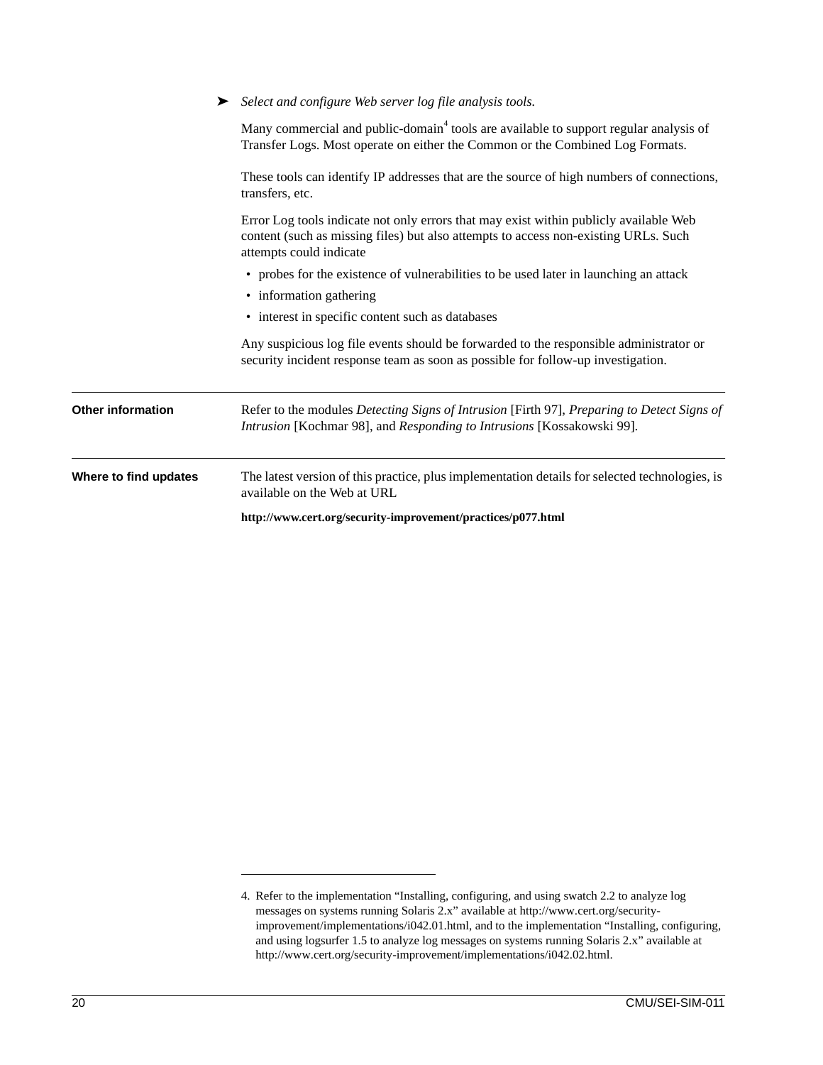➤ *Select and configure Web server log file analysis tools.*

Many commercial and public-domain[4] tools are available to support regular analysis of Transfer Logs. Most operate on either the Common or the Combined Log Formats.

These tools can identify IP addresses that are the source of high numbers of connections, transfers, etc.

Error Log tools indicate not only errors that may exist within publicly available Web content (such as missing files) but also attempts to access non-existing URLs. Such attempts could indicate

- probes for the existence of vulnerabilities to be used later in launching an attack
- information gathering
- interest in specific content such as databases

Any suspicious log file events should be forwarded to the responsible administrator or security incident response team as soon as possible for follow-up investigation.

---

**Other information**

Refer to the modules *Detecting Signs of Intrusion* [Firth 97], *Preparing to Detect Signs of Intrusion* [Kochmar 98], and *Responding to Intrusions* [Kossakowski 99].

---

**Where to find updates**

The latest version of this practice, plus implementation details for selected technologies, is available on the Web at URL

**http://www.cert.org/security-improvement/practices/p077.html**

---

4. Refer to the implementation "Installing, configuring, and using swatch 2.2 to analyze log messages on systems running Solaris 2.x" available at http://www.cert.org/security-improvement/implementations/i042.01.html, and to the implementation "Installing, configuring, and using logsurfer 1.5 to analyze log messages on systems running Solaris 2.x" available at http://www.cert.org/security-improvement/implementations/i042.02.html.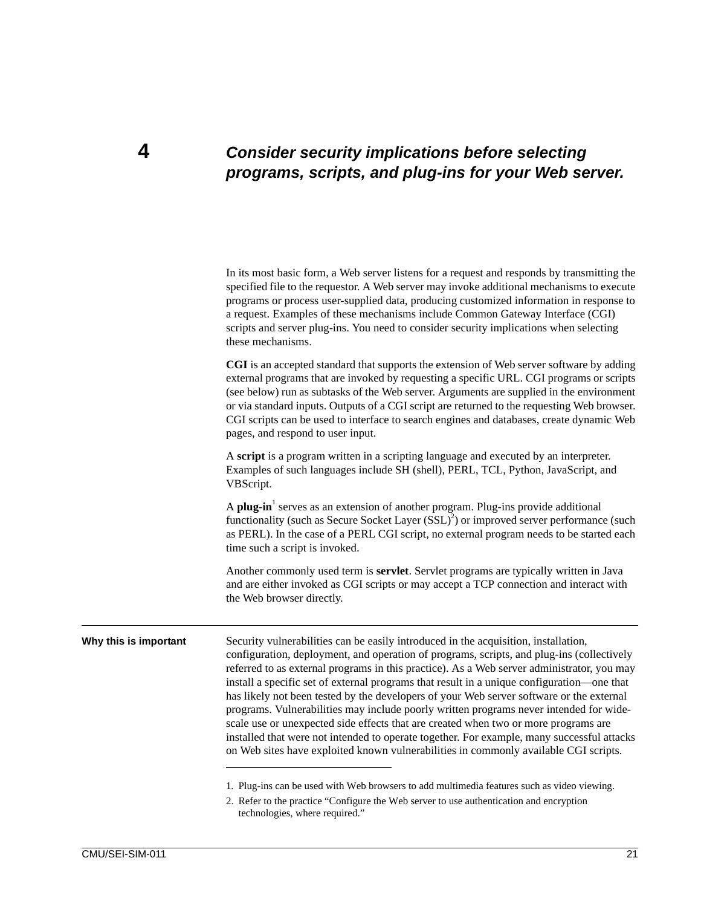# 4 Consider security implications before selecting programs, scripts, and plug-ins for your Web server.

In its most basic form, a Web server listens for a request and responds by transmitting the specified file to the requestor. A Web server may invoke additional mechanisms to execute programs or process user-supplied data, producing customized information in response to a request. Examples of these mechanisms include Common Gateway Interface (CGI) scripts and server plug-ins. You need to consider security implications when selecting these mechanisms.

**CGI** is an accepted standard that supports the extension of Web server software by adding external programs that are invoked by requesting a specific URL. CGI programs or scripts (see below) run as subtasks of the Web server. Arguments are supplied in the environment or via standard inputs. Outputs of a CGI script are returned to the requesting Web browser. CGI scripts can be used to interface to search engines and databases, create dynamic Web pages, and respond to user input.

A **script** is a program written in a scripting language and executed by an interpreter. Examples of such languages include SH (shell), PERL, TCL, Python, JavaScript, and VBScript.

A **plug-in**[1] serves as an extension of another program. Plug-ins provide additional functionality (such as Secure Socket Layer (SSL)[2]) or improved server performance (such as PERL). In the case of a PERL CGI script, no external program needs to be started each time such a script is invoked.

Another commonly used term is **servlet**. Servlet programs are typically written in Java and are either invoked as CGI scripts or may accept a TCP connection and interact with the Web browser directly.

**Why this is important**

Security vulnerabilities can be easily introduced in the acquisition, installation, configuration, deployment, and operation of programs, scripts, and plug-ins (collectively referred to as external programs in this practice). As a Web server administrator, you may install a specific set of external programs that result in a unique configuration—one that has likely not been tested by the developers of your Web server software or the external programs. Vulnerabilities may include poorly written programs never intended for wide-scale use or unexpected side effects that are created when two or more programs are installed that were not intended to operate together. For example, many successful attacks on Web sites have exploited known vulnerabilities in commonly available CGI scripts.

---

1. Plug-ins can be used with Web browsers to add multimedia features such as video viewing.
2. Refer to the practice "Configure the Web server to use authentication and encryption technologies, where required."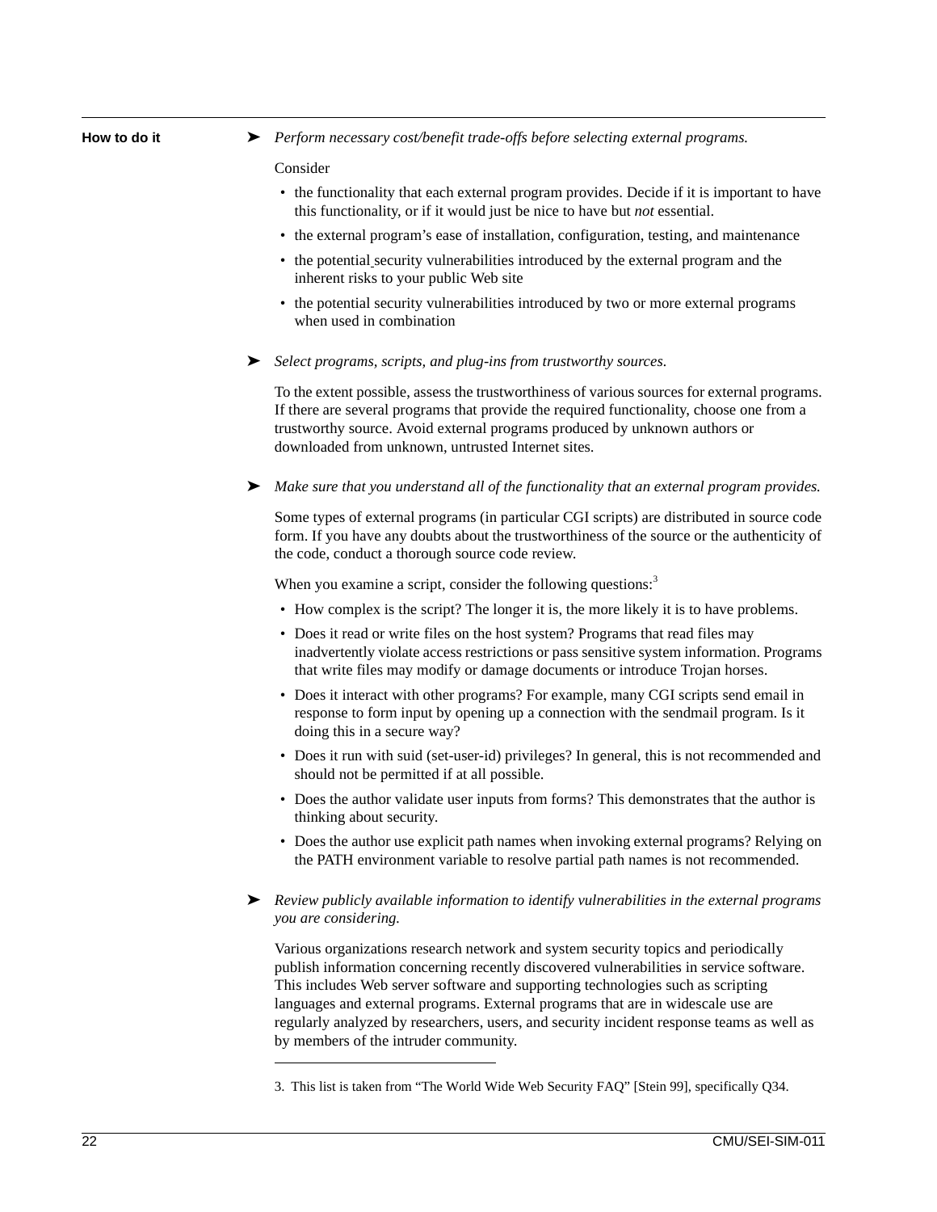**How to do it**

➤ *Perform necessary cost/benefit trade-offs before selecting external programs.*

Consider

- the functionality that each external program provides. Decide if it is important to have this functionality, or if it would just be nice to have but *not* essential.
- the external program's ease of installation, configuration, testing, and maintenance
- the potential security vulnerabilities introduced by the external program and the inherent risks to your public Web site
- the potential security vulnerabilities introduced by two or more external programs when used in combination

➤ *Select programs, scripts, and plug-ins from trustworthy sources.*

To the extent possible, assess the trustworthiness of various sources for external programs. If there are several programs that provide the required functionality, choose one from a trustworthy source. Avoid external programs produced by unknown authors or downloaded from unknown, untrusted Internet sites.

➤ *Make sure that you understand all of the functionality that an external program provides.*

Some types of external programs (in particular CGI scripts) are distributed in source code form. If you have any doubts about the trustworthiness of the source or the authenticity of the code, conduct a thorough source code review.

When you examine a script, consider the following questions:[3]

- How complex is the script? The longer it is, the more likely it is to have problems.
- Does it read or write files on the host system? Programs that read files may inadvertently violate access restrictions or pass sensitive system information. Programs that write files may modify or damage documents or introduce Trojan horses.
- Does it interact with other programs? For example, many CGI scripts send email in response to form input by opening up a connection with the sendmail program. Is it doing this in a secure way?
- Does it run with suid (set-user-id) privileges? In general, this is not recommended and should not be permitted if at all possible.
- Does the author validate user inputs from forms? This demonstrates that the author is thinking about security.
- Does the author use explicit path names when invoking external programs? Relying on the PATH environment variable to resolve partial path names is not recommended.

➤ *Review publicly available information to identify vulnerabilities in the external programs you are considering.*

Various organizations research network and system security topics and periodically publish information concerning recently discovered vulnerabilities in service software. This includes Web server software and supporting technologies such as scripting languages and external programs. External programs that are in widescale use are regularly analyzed by researchers, users, and security incident response teams as well as by members of the intruder community.

---

3. This list is taken from "The World Wide Web Security FAQ" [Stein 99], specifically Q34.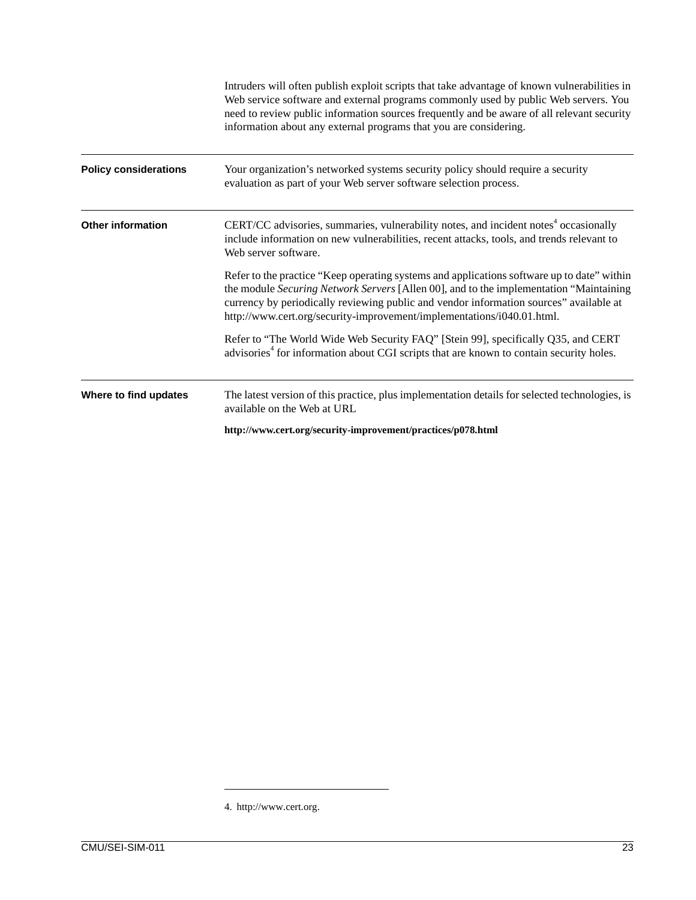Intruders will often publish exploit scripts that take advantage of known vulnerabilities in Web service software and external programs commonly used by public Web servers. You need to review public information sources frequently and be aware of all relevant security information about any external programs that you are considering.

---

**Policy considerations**

Your organization's networked systems security policy should require a security evaluation as part of your Web server software selection process.

---

**Other information**

CERT/CC advisories, summaries, vulnerability notes, and incident notes[4] occasionally include information on new vulnerabilities, recent attacks, tools, and trends relevant to Web server software.

Refer to the practice "Keep operating systems and applications software up to date" within the module *Securing Network Servers* [Allen 00], and to the implementation "Maintaining currency by periodically reviewing public and vendor information sources" available at http://www.cert.org/security-improvement/implementations/i040.01.html.

Refer to "The World Wide Web Security FAQ" [Stein 99], specifically Q35, and CERT advisories[4] for information about CGI scripts that are known to contain security holes.

---

**Where to find updates**

The latest version of this practice, plus implementation details for selected technologies, is available on the Web at URL

**http://www.cert.org/security-improvement/practices/p078.html**

---

4. http://www.cert.org.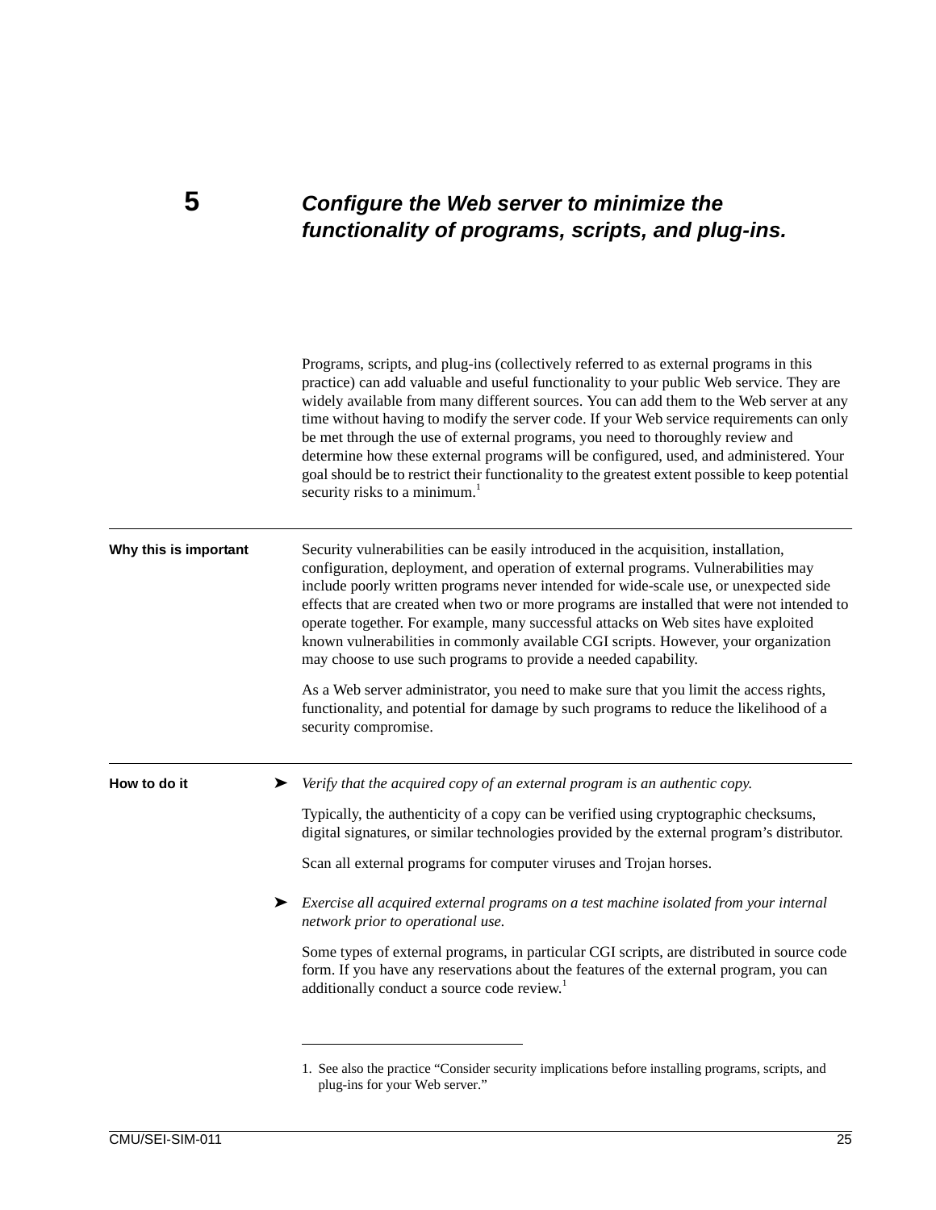# 5 Configure the Web server to minimize the functionality of programs, scripts, and plug-ins.

Programs, scripts, and plug-ins (collectively referred to as external programs in this practice) can add valuable and useful functionality to your public Web service. They are widely available from many different sources. You can add them to the Web server at any time without having to modify the server code. If your Web service requirements can only be met through the use of external programs, you need to thoroughly review and determine how these external programs will be configured, used, and administered. Your goal should be to restrict their functionality to the greatest extent possible to keep potential security risks to a minimum.[1]

---

**Why this is important**

Security vulnerabilities can be easily introduced in the acquisition, installation, configuration, deployment, and operation of external programs. Vulnerabilities may include poorly written programs never intended for wide-scale use, or unexpected side effects that are created when two or more programs are installed that were not intended to operate together. For example, many successful attacks on Web sites have exploited known vulnerabilities in commonly available CGI scripts. However, your organization may choose to use such programs to provide a needed capability.

As a Web server administrator, you need to make sure that you limit the access rights, functionality, and potential for damage by such programs to reduce the likelihood of a security compromise.

---

**How to do it**

➤ *Verify that the acquired copy of an external program is an authentic copy.*

Typically, the authenticity of a copy can be verified using cryptographic checksums, digital signatures, or similar technologies provided by the external program's distributor.

Scan all external programs for computer viruses and Trojan horses.

➤ *Exercise all acquired external programs on a test machine isolated from your internal network prior to operational use.*

Some types of external programs, in particular CGI scripts, are distributed in source code form. If you have any reservations about the features of the external program, you can additionally conduct a source code review.[1]

---

1. See also the practice "Consider security implications before installing programs, scripts, and plug-ins for your Web server."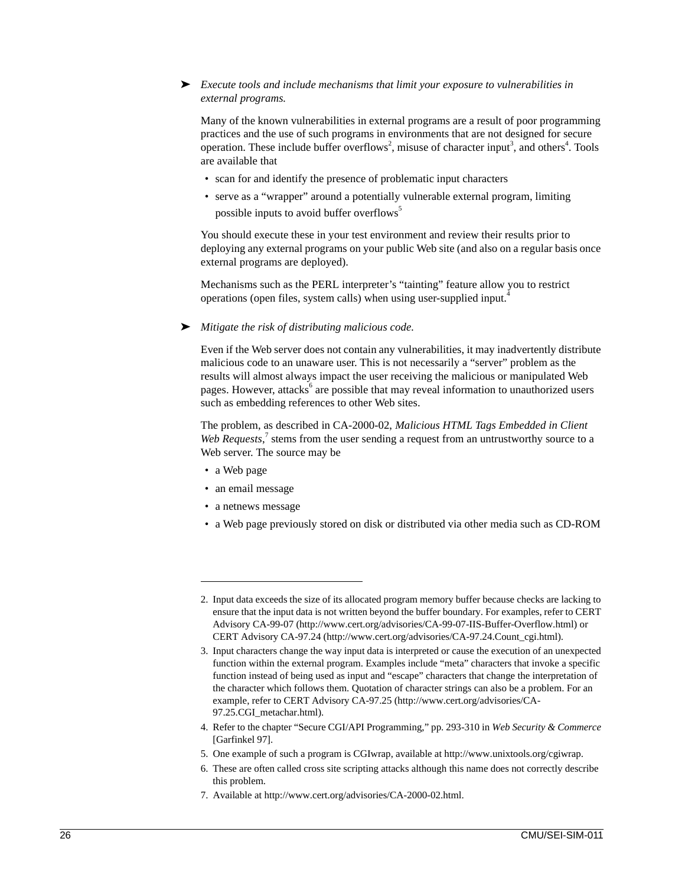➤ *Execute tools and include mechanisms that limit your exposure to vulnerabilities in external programs.*

Many of the known vulnerabilities in external programs are a result of poor programming practices and the use of such programs in environments that are not designed for secure operation. These include buffer overflows[2], misuse of character input[3], and others[4]. Tools are available that

- scan for and identify the presence of problematic input characters
- serve as a "wrapper" around a potentially vulnerable external program, limiting possible inputs to avoid buffer overflows[5]

You should execute these in your test environment and review their results prior to deploying any external programs on your public Web site (and also on a regular basis once external programs are deployed).

Mechanisms such as the PERL interpreter's "tainting" feature allow you to restrict operations (open files, system calls) when using user-supplied input.[4]

➤ *Mitigate the risk of distributing malicious code.*

Even if the Web server does not contain any vulnerabilities, it may inadvertently distribute malicious code to an unaware user. This is not necessarily a "server" problem as the results will almost always impact the user receiving the malicious or manipulated Web pages. However, attacks[6] are possible that may reveal information to unauthorized users such as embedding references to other Web sites.

The problem, as described in CA-2000-02, *Malicious HTML Tags Embedded in Client Web Requests*,[7] stems from the user sending a request from an untrustworthy source to a Web server. The source may be

- a Web page
- an email message
- a netnews message
- a Web page previously stored on disk or distributed via other media such as CD-ROM

---

2. Input data exceeds the size of its allocated program memory buffer because checks are lacking to ensure that the input data is not written beyond the buffer boundary. For examples, refer to CERT Advisory CA-99-07 (http://www.cert.org/advisories/CA-99-07-IIS-Buffer-Overflow.html) or CERT Advisory CA-97.24 (http://www.cert.org/advisories/CA-97.24.Count_cgi.html).
3. Input characters change the way input data is interpreted or cause the execution of an unexpected function within the external program. Examples include "meta" characters that invoke a specific function instead of being used as input and "escape" characters that change the interpretation of the character which follows them. Quotation of character strings can also be a problem. For an example, refer to CERT Advisory CA-97.25 (http://www.cert.org/advisories/CA-97.25.CGI_metachar.html).
4. Refer to the chapter "Secure CGI/API Programming," pp. 293-310 in *Web Security & Commerce* [Garfinkel 97].
5. One example of such a program is CGIwrap, available at http://www.unixtools.org/cgiwrap.
6. These are often called cross site scripting attacks although this name does not correctly describe this problem.
7. Available at http://www.cert.org/advisories/CA-2000-02.html.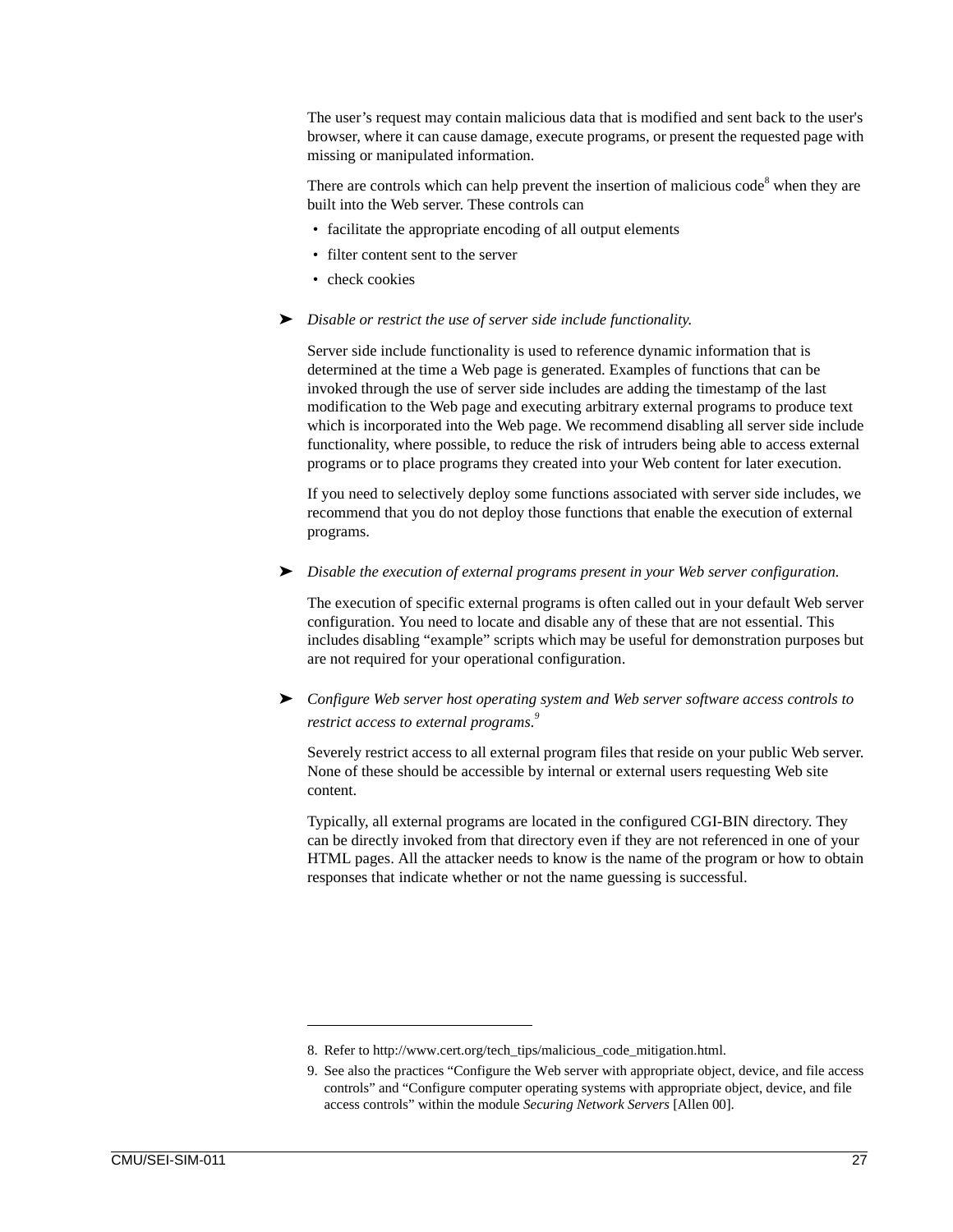The user's request may contain malicious data that is modified and sent back to the user's browser, where it can cause damage, execute programs, or present the requested page with missing or manipulated information.

There are controls which can help prevent the insertion of malicious code[8] when they are built into the Web server. These controls can

- facilitate the appropriate encoding of all output elements
- filter content sent to the server
- check cookies

➤ *Disable or restrict the use of server side include functionality.*

Server side include functionality is used to reference dynamic information that is determined at the time a Web page is generated. Examples of functions that can be invoked through the use of server side includes are adding the timestamp of the last modification to the Web page and executing arbitrary external programs to produce text which is incorporated into the Web page. We recommend disabling all server side include functionality, where possible, to reduce the risk of intruders being able to access external programs or to place programs they created into your Web content for later execution.

If you need to selectively deploy some functions associated with server side includes, we recommend that you do not deploy those functions that enable the execution of external programs.

➤ *Disable the execution of external programs present in your Web server configuration.*

The execution of specific external programs is often called out in your default Web server configuration. You need to locate and disable any of these that are not essential. This includes disabling "example" scripts which may be useful for demonstration purposes but are not required for your operational configuration.

➤ *Configure Web server host operating system and Web server software access controls to restrict access to external programs.*[9]

Severely restrict access to all external program files that reside on your public Web server. None of these should be accessible by internal or external users requesting Web site content.

Typically, all external programs are located in the configured CGI-BIN directory. They can be directly invoked from that directory even if they are not referenced in one of your HTML pages. All the attacker needs to know is the name of the program or how to obtain responses that indicate whether or not the name guessing is successful.

---

8. Refer to http://www.cert.org/tech_tips/malicious_code_mitigation.html.

9. See also the practices "Configure the Web server with appropriate object, device, and file access controls" and "Configure computer operating systems with appropriate object, device, and file access controls" within the module *Securing Network Servers* [Allen 00].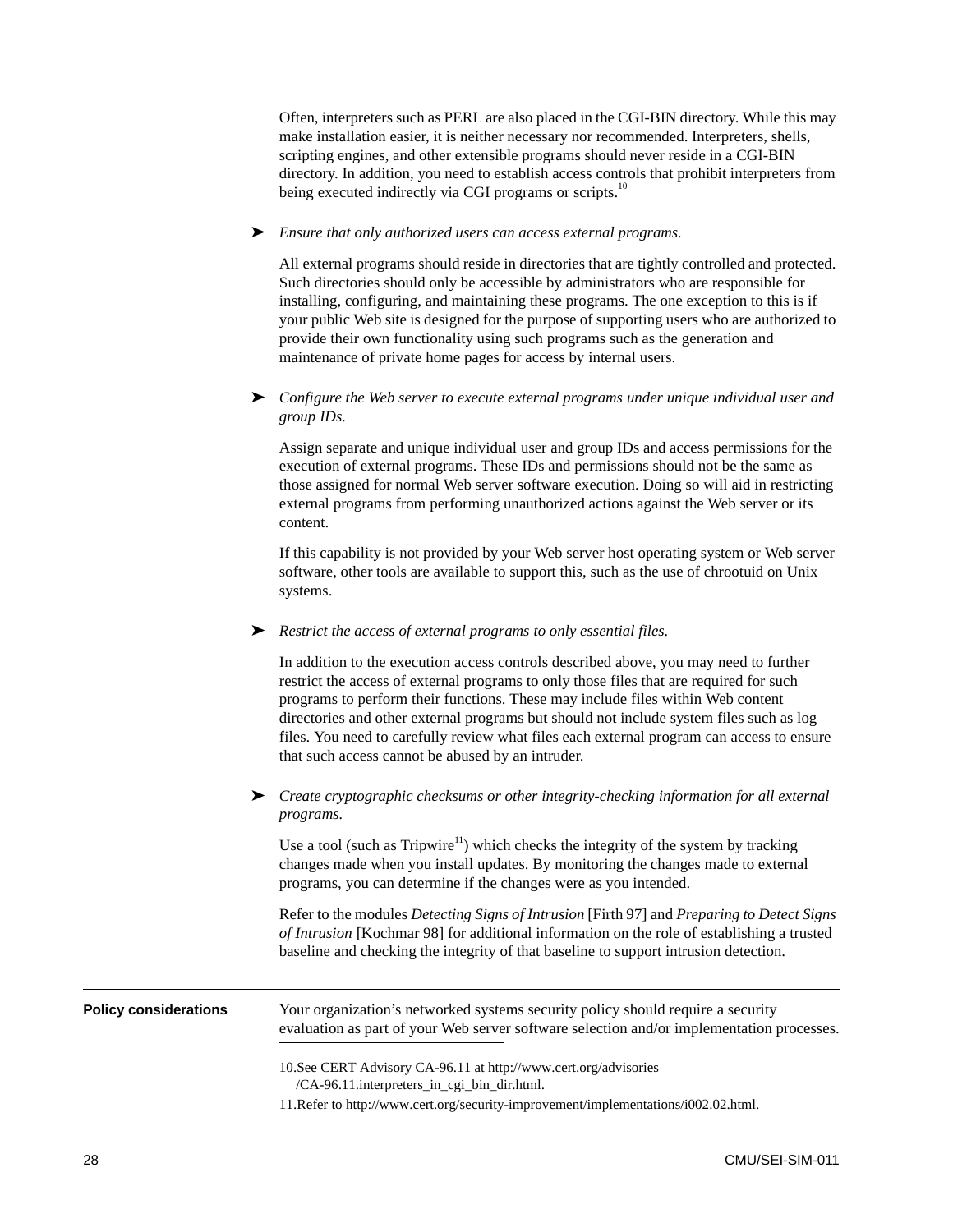Often, interpreters such as PERL are also placed in the CGI-BIN directory. While this may make installation easier, it is neither necessary nor recommended. Interpreters, shells, scripting engines, and other extensible programs should never reside in a CGI-BIN directory. In addition, you need to establish access controls that prohibit interpreters from being executed indirectly via CGI programs or scripts.[10]

➤ *Ensure that only authorized users can access external programs.*

All external programs should reside in directories that are tightly controlled and protected. Such directories should only be accessible by administrators who are responsible for installing, configuring, and maintaining these programs. The one exception to this is if your public Web site is designed for the purpose of supporting users who are authorized to provide their own functionality using such programs such as the generation and maintenance of private home pages for access by internal users.

➤ *Configure the Web server to execute external programs under unique individual user and group IDs.*

Assign separate and unique individual user and group IDs and access permissions for the execution of external programs. These IDs and permissions should not be the same as those assigned for normal Web server software execution. Doing so will aid in restricting external programs from performing unauthorized actions against the Web server or its content.

If this capability is not provided by your Web server host operating system or Web server software, other tools are available to support this, such as the use of chrootuid on Unix systems.

➤ *Restrict the access of external programs to only essential files.*

In addition to the execution access controls described above, you may need to further restrict the access of external programs to only those files that are required for such programs to perform their functions. These may include files within Web content directories and other external programs but should not include system files such as log files. You need to carefully review what files each external program can access to ensure that such access cannot be abused by an intruder.

➤ *Create cryptographic checksums or other integrity-checking information for all external programs.*

Use a tool (such as Tripwire[11]) which checks the integrity of the system by tracking changes made when you install updates. By monitoring the changes made to external programs, you can determine if the changes were as you intended.

Refer to the modules *Detecting Signs of Intrusion* [Firth 97] and *Preparing to Detect Signs of Intrusion* [Kochmar 98] for additional information on the role of establishing a trusted baseline and checking the integrity of that baseline to support intrusion detection.

---

**Policy considerations**

Your organization's networked systems security policy should require a security evaluation as part of your Web server software selection and/or implementation processes.

---

10.See CERT Advisory CA-96.11 at http://www.cert.org/advisories/CA-96.11.interpreters_in_cgi_bin_dir.html.

11.Refer to http://www.cert.org/security-improvement/implementations/i002.02.html.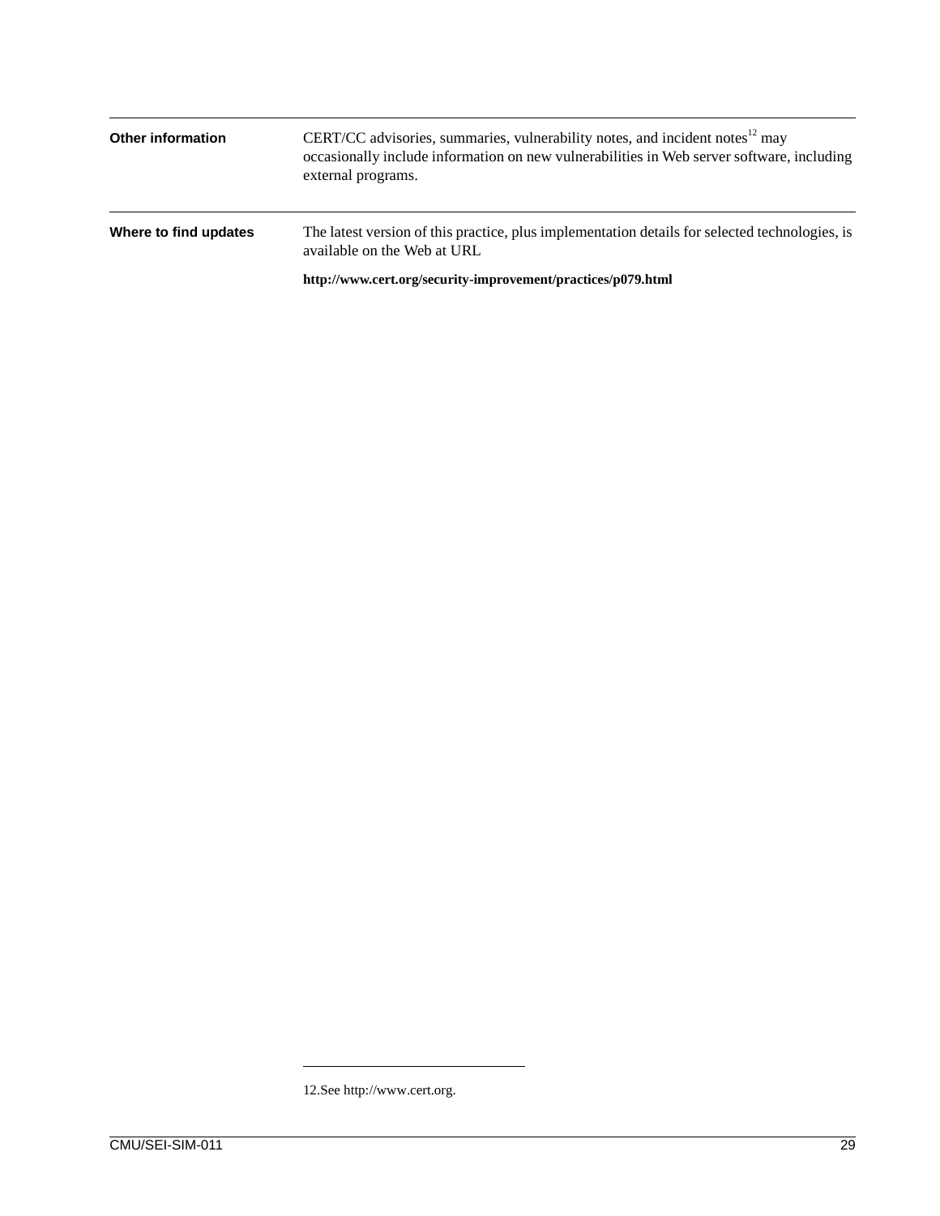**Other information**

CERT/CC advisories, summaries, vulnerability notes, and incident notes[12] may occasionally include information on new vulnerabilities in Web server software, including external programs.

**Where to find updates**

The latest version of this practice, plus implementation details for selected technologies, is available on the Web at URL

**http://www.cert.org/security-improvement/practices/p079.html**

12.See http://www.cert.org.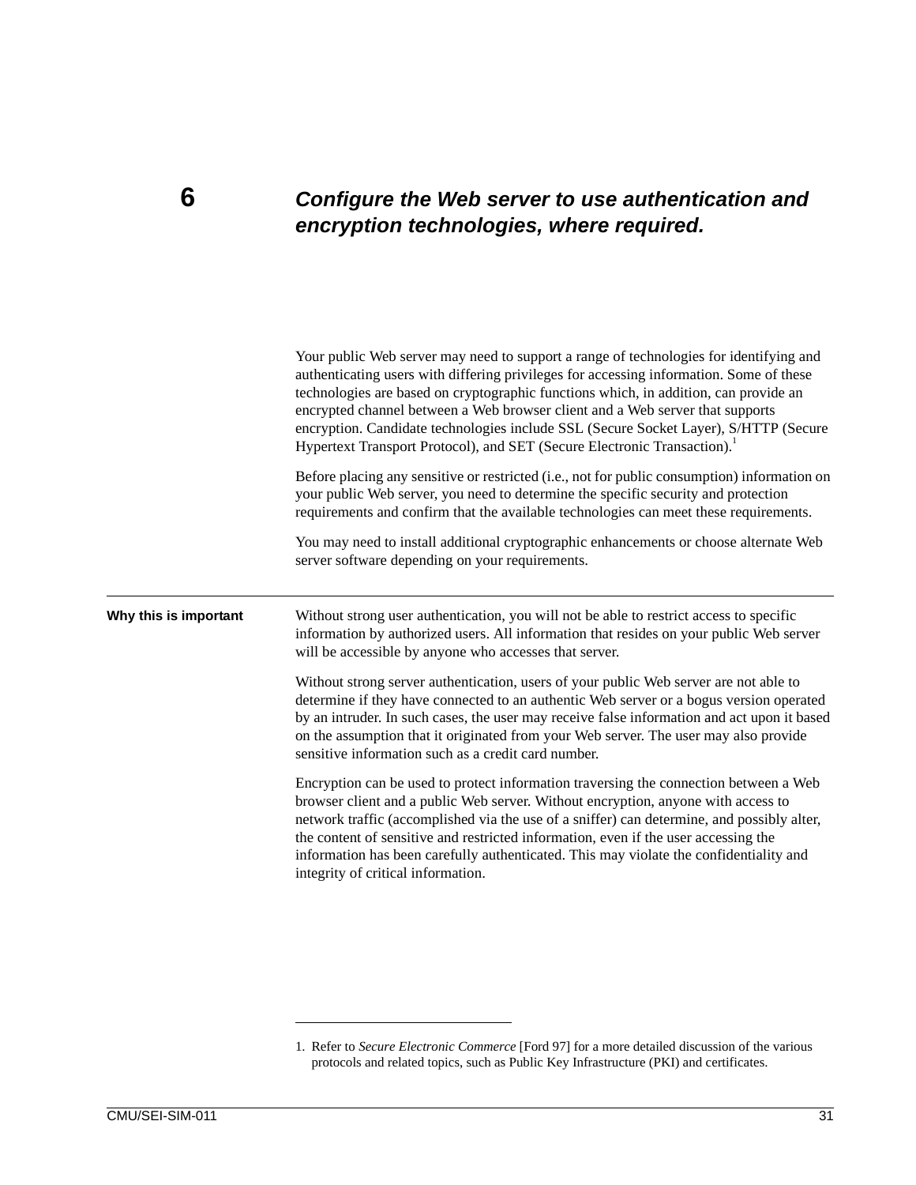# 6 Configure the Web server to use authentication and encryption technologies, where required.

Your public Web server may need to support a range of technologies for identifying and authenticating users with differing privileges for accessing information. Some of these technologies are based on cryptographic functions which, in addition, can provide an encrypted channel between a Web browser client and a Web server that supports encryption. Candidate technologies include SSL (Secure Socket Layer), S/HTTP (Secure Hypertext Transport Protocol), and SET (Secure Electronic Transaction).[1]

Before placing any sensitive or restricted (i.e., not for public consumption) information on your public Web server, you need to determine the specific security and protection requirements and confirm that the available technologies can meet these requirements.

You may need to install additional cryptographic enhancements or choose alternate Web server software depending on your requirements.

---

**Why this is important**

Without strong user authentication, you will not be able to restrict access to specific information by authorized users. All information that resides on your public Web server will be accessible by anyone who accesses that server.

Without strong server authentication, users of your public Web server are not able to determine if they have connected to an authentic Web server or a bogus version operated by an intruder. In such cases, the user may receive false information and act upon it based on the assumption that it originated from your Web server. The user may also provide sensitive information such as a credit card number.

Encryption can be used to protect information traversing the connection between a Web browser client and a public Web server. Without encryption, anyone with access to network traffic (accomplished via the use of a sniffer) can determine, and possibly alter, the content of sensitive and restricted information, even if the user accessing the information has been carefully authenticated. This may violate the confidentiality and integrity of critical information.

---

1. Refer to *Secure Electronic Commerce* [Ford 97] for a more detailed discussion of the various protocols and related topics, such as Public Key Infrastructure (PKI) and certificates.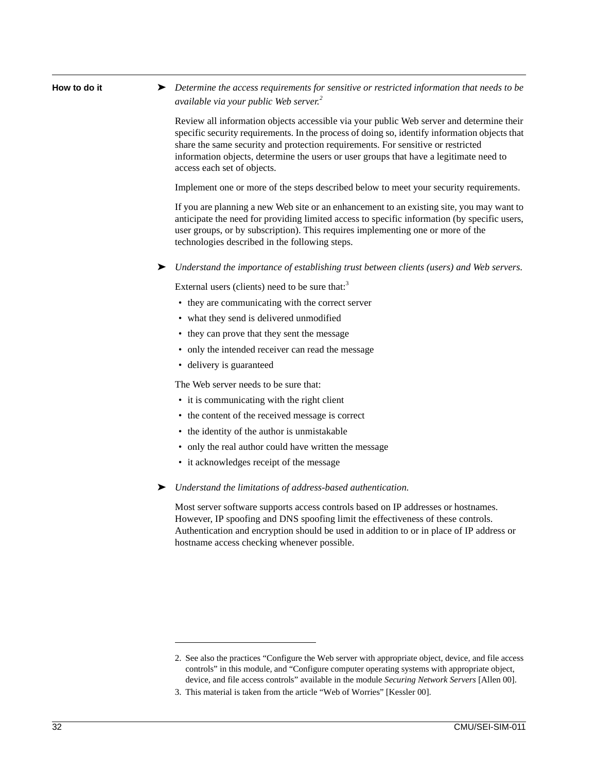**How to do it**

➤ *Determine the access requirements for sensitive or restricted information that needs to be available via your public Web server.*[2]

Review all information objects accessible via your public Web server and determine their specific security requirements. In the process of doing so, identify information objects that share the same security and protection requirements. For sensitive or restricted information objects, determine the users or user groups that have a legitimate need to access each set of objects.

Implement one or more of the steps described below to meet your security requirements.

If you are planning a new Web site or an enhancement to an existing site, you may want to anticipate the need for providing limited access to specific information (by specific users, user groups, or by subscription). This requires implementing one or more of the technologies described in the following steps.

➤ *Understand the importance of establishing trust between clients (users) and Web servers.*

External users (clients) need to be sure that:[3]

- they are communicating with the correct server
- what they send is delivered unmodified
- they can prove that they sent the message
- only the intended receiver can read the message
- delivery is guaranteed

The Web server needs to be sure that:

- it is communicating with the right client
- the content of the received message is correct
- the identity of the author is unmistakable
- only the real author could have written the message
- it acknowledges receipt of the message

➤ *Understand the limitations of address-based authentication.*

Most server software supports access controls based on IP addresses or hostnames. However, IP spoofing and DNS spoofing limit the effectiveness of these controls. Authentication and encryption should be used in addition to or in place of IP address or hostname access checking whenever possible.

---

2. See also the practices “Configure the Web server with appropriate object, device, and file access controls” in this module, and “Configure computer operating systems with appropriate object, device, and file access controls” available in the module *Securing Network Servers* [Allen 00].

3. This material is taken from the article “Web of Worries” [Kessler 00].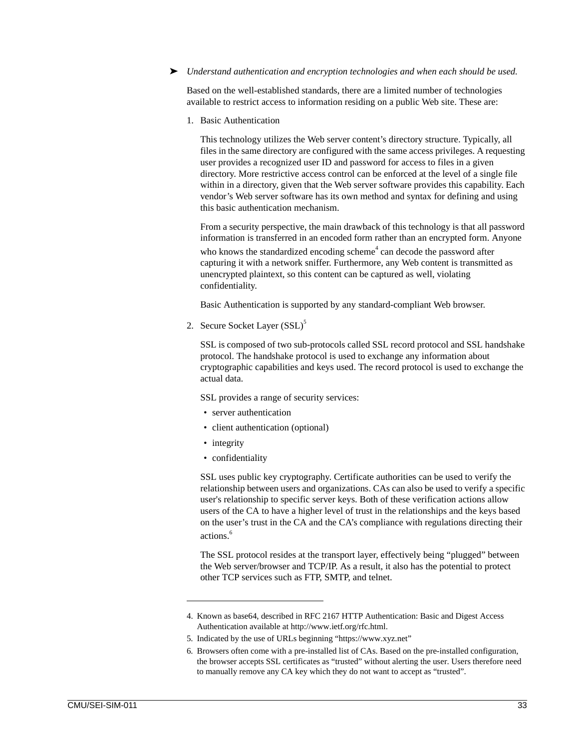➤ *Understand authentication and encryption technologies and when each should be used.*

Based on the well-established standards, there are a limited number of technologies available to restrict access to information residing on a public Web site. These are:

1. Basic Authentication

   This technology utilizes the Web server content's directory structure. Typically, all files in the same directory are configured with the same access privileges. A requesting user provides a recognized user ID and password for access to files in a given directory. More restrictive access control can be enforced at the level of a single file within in a directory, given that the Web server software provides this capability. Each vendor's Web server software has its own method and syntax for defining and using this basic authentication mechanism.

   From a security perspective, the main drawback of this technology is that all password information is transferred in an encoded form rather than an encrypted form. Anyone who knows the standardized encoding scheme[4] can decode the password after capturing it with a network sniffer. Furthermore, any Web content is transmitted as unencrypted plaintext, so this content can be captured as well, violating confidentiality.

   Basic Authentication is supported by any standard-compliant Web browser.

2. Secure Socket Layer (SSL)[5]

   SSL is composed of two sub-protocols called SSL record protocol and SSL handshake protocol. The handshake protocol is used to exchange any information about cryptographic capabilities and keys used. The record protocol is used to exchange the actual data.

   SSL provides a range of security services:

   - server authentication
   - client authentication (optional)
   - integrity
   - confidentiality

   SSL uses public key cryptography. Certificate authorities can be used to verify the relationship between users and organizations. CAs can also be used to verify a specific user's relationship to specific server keys. Both of these verification actions allow users of the CA to have a higher level of trust in the relationships and the keys based on the user's trust in the CA and the CA's compliance with regulations directing their actions.[6]

   The SSL protocol resides at the transport layer, effectively being "plugged" between the Web server/browser and TCP/IP. As a result, it also has the potential to protect other TCP services such as FTP, SMTP, and telnet.

---

4. Known as base64, described in RFC 2167 HTTP Authentication: Basic and Digest Access Authentication available at http://www.ietf.org/rfc.html.
5. Indicated by the use of URLs beginning "https://www.xyz.net"
6. Browsers often come with a pre-installed list of CAs. Based on the pre-installed configuration, the browser accepts SSL certificates as "trusted" without alerting the user. Users therefore need to manually remove any CA key which they do not want to accept as "trusted".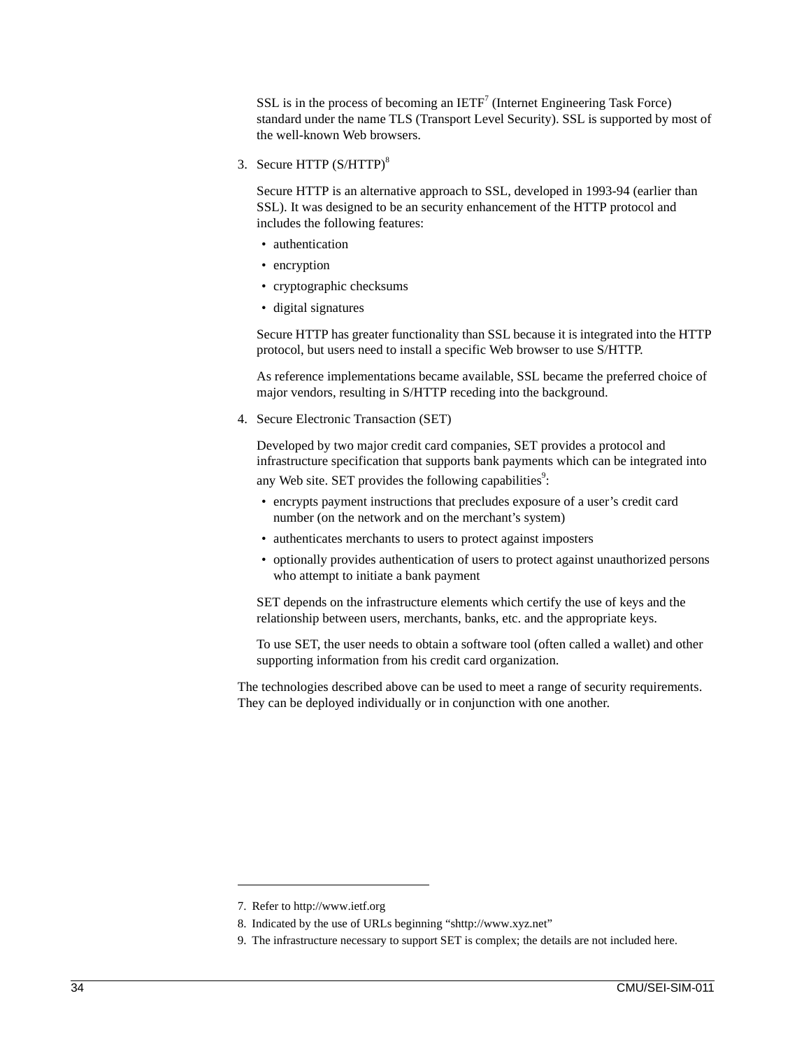SSL is in the process of becoming an IETF[7] (Internet Engineering Task Force) standard under the name TLS (Transport Level Security). SSL is supported by most of the well-known Web browsers.

3. Secure HTTP (S/HTTP)[8]

   Secure HTTP is an alternative approach to SSL, developed in 1993-94 (earlier than SSL). It was designed to be an security enhancement of the HTTP protocol and includes the following features:

   - authentication
   - encryption
   - cryptographic checksums
   - digital signatures

   Secure HTTP has greater functionality than SSL because it is integrated into the HTTP protocol, but users need to install a specific Web browser to use S/HTTP.

   As reference implementations became available, SSL became the preferred choice of major vendors, resulting in S/HTTP receding into the background.

4. Secure Electronic Transaction (SET)

   Developed by two major credit card companies, SET provides a protocol and infrastructure specification that supports bank payments which can be integrated into any Web site. SET provides the following capabilities[9]:

   - encrypts payment instructions that precludes exposure of a user's credit card number (on the network and on the merchant's system)
   - authenticates merchants to users to protect against imposters
   - optionally provides authentication of users to protect against unauthorized persons who attempt to initiate a bank payment

   SET depends on the infrastructure elements which certify the use of keys and the relationship between users, merchants, banks, etc. and the appropriate keys.

   To use SET, the user needs to obtain a software tool (often called a wallet) and other supporting information from his credit card organization.

The technologies described above can be used to meet a range of security requirements. They can be deployed individually or in conjunction with one another.

---

7. Refer to http://www.ietf.org
8. Indicated by the use of URLs beginning "shttp://www.xyz.net"
9. The infrastructure necessary to support SET is complex; the details are not included here.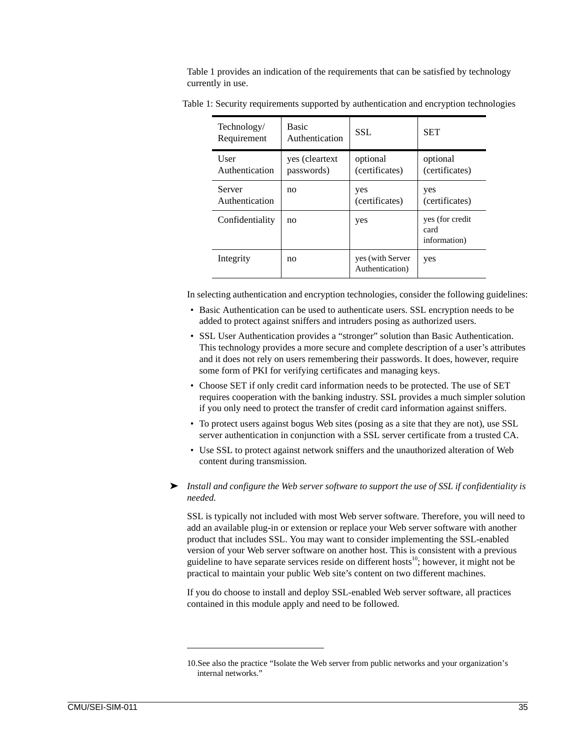Table 1 provides an indication of the requirements that can be satisfied by technology currently in use.

Table 1: Security requirements supported by authentication and encryption technologies

| Technology/ Requirement | Basic Authentication | SSL | SET |
|---|---|---|---|
| User Authentication | yes (cleartext passwords) | optional (certificates) | optional (certificates) |
| Server Authentication | no | yes (certificates) | yes (certificates) |
| Confidentiality | no | yes | yes (for credit card information) |
| Integrity | no | yes (with Server Authentication) | yes |

In selecting authentication and encryption technologies, consider the following guidelines:

- Basic Authentication can be used to authenticate users. SSL encryption needs to be added to protect against sniffers and intruders posing as authorized users.
- SSL User Authentication provides a "stronger" solution than Basic Authentication. This technology provides a more secure and complete description of a user's attributes and it does not rely on users remembering their passwords. It does, however, require some form of PKI for verifying certificates and managing keys.
- Choose SET if only credit card information needs to be protected. The use of SET requires cooperation with the banking industry. SSL provides a much simpler solution if you only need to protect the transfer of credit card information against sniffers.
- To protect users against bogus Web sites (posing as a site that they are not), use SSL server authentication in conjunction with a SSL server certificate from a trusted CA.
- Use SSL to protect against network sniffers and the unauthorized alteration of Web content during transmission.

➤ *Install and configure the Web server software to support the use of SSL if confidentiality is needed.*

SSL is typically not included with most Web server software. Therefore, you will need to add an available plug-in or extension or replace your Web server software with another product that includes SSL. You may want to consider implementing the SSL-enabled version of your Web server software on another host. This is consistent with a previous guideline to have separate services reside on different hosts[10]; however, it might not be practical to maintain your public Web site's content on two different machines.

If you do choose to install and deploy SSL-enabled Web server software, all practices contained in this module apply and need to be followed.

---

10. See also the practice "Isolate the Web server from public networks and your organization's internal networks."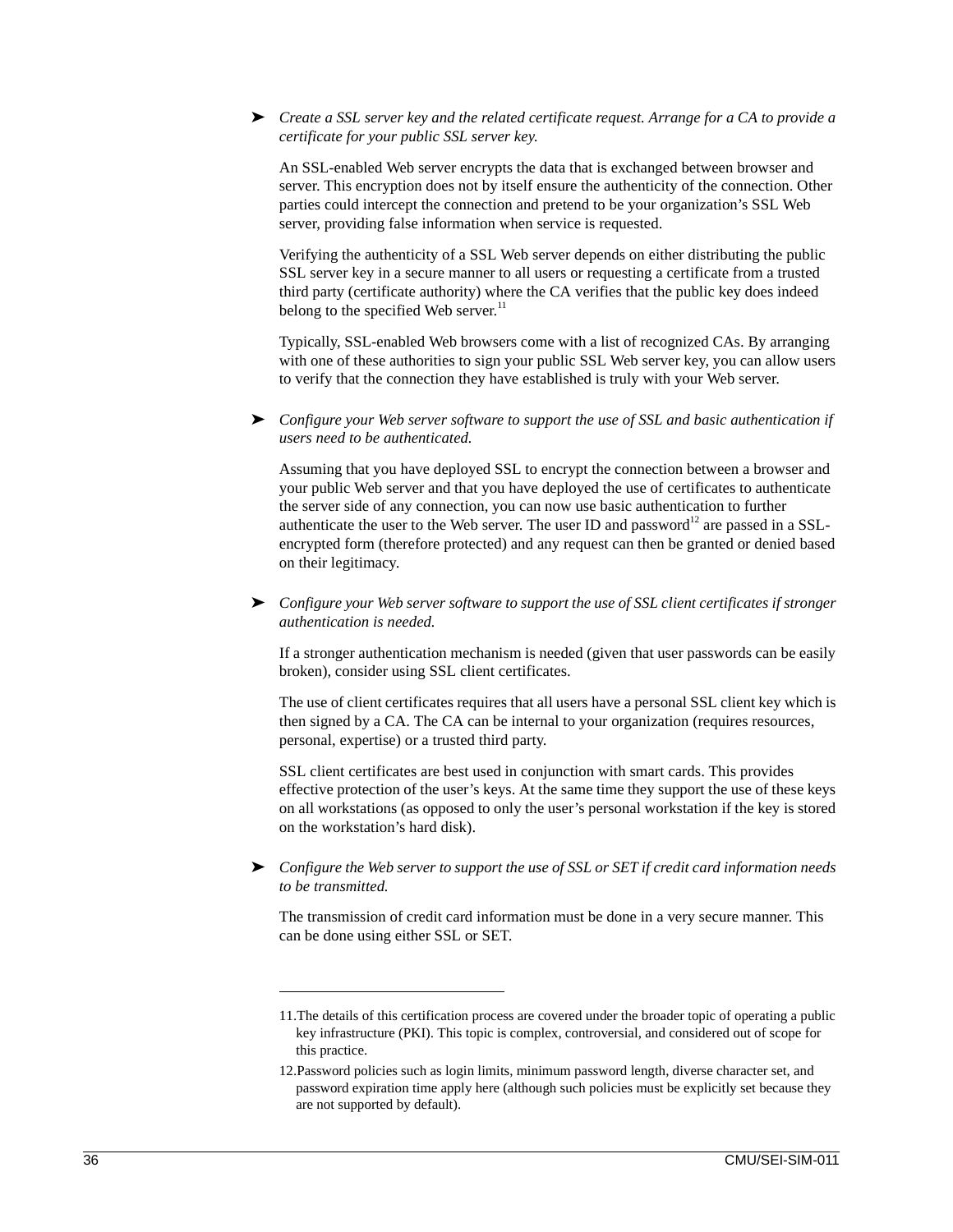➤ *Create a SSL server key and the related certificate request. Arrange for a CA to provide a certificate for your public SSL server key.*

An SSL-enabled Web server encrypts the data that is exchanged between browser and server. This encryption does not by itself ensure the authenticity of the connection. Other parties could intercept the connection and pretend to be your organization's SSL Web server, providing false information when service is requested.

Verifying the authenticity of a SSL Web server depends on either distributing the public SSL server key in a secure manner to all users or requesting a certificate from a trusted third party (certificate authority) where the CA verifies that the public key does indeed belong to the specified Web server.[11]

Typically, SSL-enabled Web browsers come with a list of recognized CAs. By arranging with one of these authorities to sign your public SSL Web server key, you can allow users to verify that the connection they have established is truly with your Web server.

➤ *Configure your Web server software to support the use of SSL and basic authentication if users need to be authenticated.*

Assuming that you have deployed SSL to encrypt the connection between a browser and your public Web server and that you have deployed the use of certificates to authenticate the server side of any connection, you can now use basic authentication to further authenticate the user to the Web server. The user ID and password[12] are passed in a SSL-encrypted form (therefore protected) and any request can then be granted or denied based on their legitimacy.

➤ *Configure your Web server software to support the use of SSL client certificates if stronger authentication is needed.*

If a stronger authentication mechanism is needed (given that user passwords can be easily broken), consider using SSL client certificates.

The use of client certificates requires that all users have a personal SSL client key which is then signed by a CA. The CA can be internal to your organization (requires resources, personal, expertise) or a trusted third party.

SSL client certificates are best used in conjunction with smart cards. This provides effective protection of the user's keys. At the same time they support the use of these keys on all workstations (as opposed to only the user's personal workstation if the key is stored on the workstation's hard disk).

➤ *Configure the Web server to support the use of SSL or SET if credit card information needs to be transmitted.*

The transmission of credit card information must be done in a very secure manner. This can be done using either SSL or SET.

---

11. The details of this certification process are covered under the broader topic of operating a public key infrastructure (PKI). This topic is complex, controversial, and considered out of scope for this practice.

12. Password policies such as login limits, minimum password length, diverse character set, and password expiration time apply here (although such policies must be explicitly set because they are not supported by default).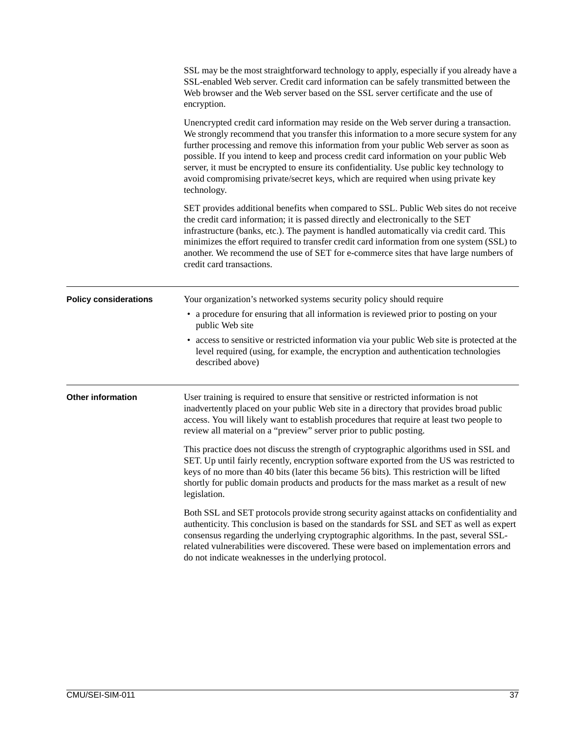SSL may be the most straightforward technology to apply, especially if you already have a SSL-enabled Web server. Credit card information can be safely transmitted between the Web browser and the Web server based on the SSL server certificate and the use of encryption.

Unencrypted credit card information may reside on the Web server during a transaction. We strongly recommend that you transfer this information to a more secure system for any further processing and remove this information from your public Web server as soon as possible. If you intend to keep and process credit card information on your public Web server, it must be encrypted to ensure its confidentiality. Use public key technology to avoid compromising private/secret keys, which are required when using private key technology.

SET provides additional benefits when compared to SSL. Public Web sites do not receive the credit card information; it is passed directly and electronically to the SET infrastructure (banks, etc.). The payment is handled automatically via credit card. This minimizes the effort required to transfer credit card information from one system (SSL) to another. We recommend the use of SET for e-commerce sites that have large numbers of credit card transactions.

---

**Policy considerations**

Your organization's networked systems security policy should require

- a procedure for ensuring that all information is reviewed prior to posting on your public Web site
- access to sensitive or restricted information via your public Web site is protected at the level required (using, for example, the encryption and authentication technologies described above)

---

**Other information**

User training is required to ensure that sensitive or restricted information is not inadvertently placed on your public Web site in a directory that provides broad public access. You will likely want to establish procedures that require at least two people to review all material on a "preview" server prior to public posting.

This practice does not discuss the strength of cryptographic algorithms used in SSL and SET. Up until fairly recently, encryption software exported from the US was restricted to keys of no more than 40 bits (later this became 56 bits). This restriction will be lifted shortly for public domain products and products for the mass market as a result of new legislation.

Both SSL and SET protocols provide strong security against attacks on confidentiality and authenticity. This conclusion is based on the standards for SSL and SET as well as expert consensus regarding the underlying cryptographic algorithms. In the past, several SSL-related vulnerabilities were discovered. These were based on implementation errors and do not indicate weaknesses in the underlying protocol.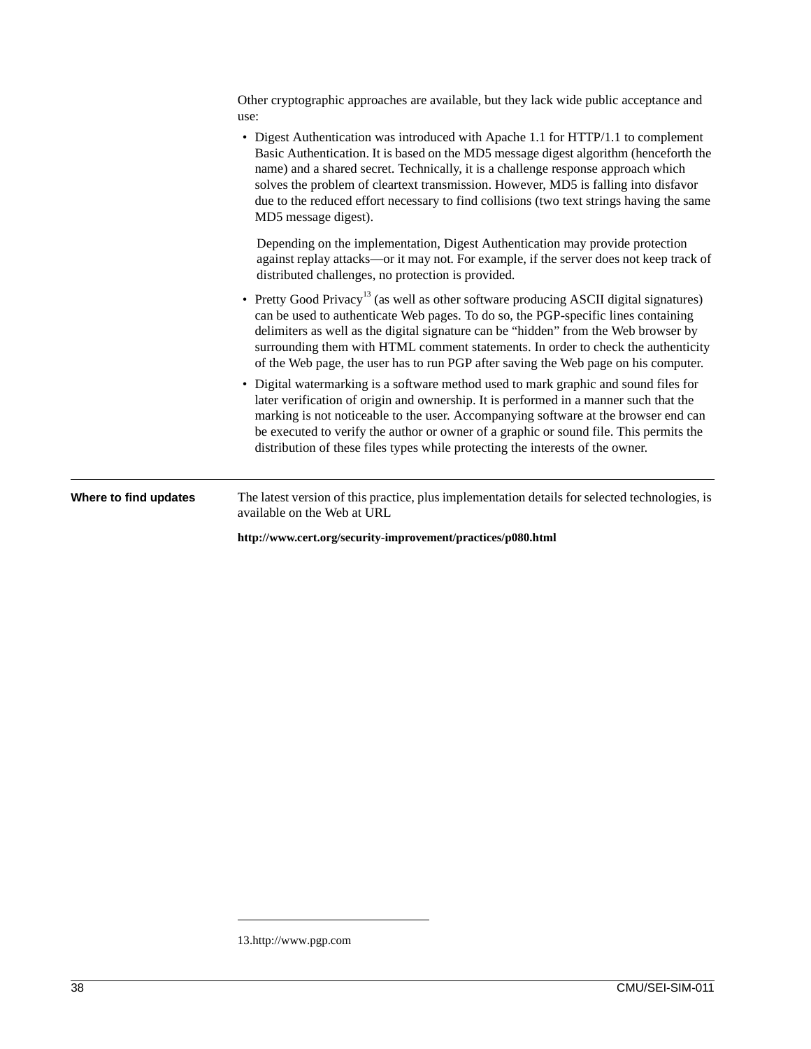Other cryptographic approaches are available, but they lack wide public acceptance and use:

- Digest Authentication was introduced with Apache 1.1 for HTTP/1.1 to complement Basic Authentication. It is based on the MD5 message digest algorithm (henceforth the name) and a shared secret. Technically, it is a challenge response approach which solves the problem of cleartext transmission. However, MD5 is falling into disfavor due to the reduced effort necessary to find collisions (two text strings having the same MD5 message digest).

  Depending on the implementation, Digest Authentication may provide protection against replay attacks—or it may not. For example, if the server does not keep track of distributed challenges, no protection is provided.

- Pretty Good Privacy[13] (as well as other software producing ASCII digital signatures) can be used to authenticate Web pages. To do so, the PGP-specific lines containing delimiters as well as the digital signature can be "hidden" from the Web browser by surrounding them with HTML comment statements. In order to check the authenticity of the Web page, the user has to run PGP after saving the Web page on his computer.

- Digital watermarking is a software method used to mark graphic and sound files for later verification of origin and ownership. It is performed in a manner such that the marking is not noticeable to the user. Accompanying software at the browser end can be executed to verify the author or owner of a graphic or sound file. This permits the distribution of these files types while protecting the interests of the owner.

---

**Where to find updates**

The latest version of this practice, plus implementation details for selected technologies, is available on the Web at URL

**http://www.cert.org/security-improvement/practices/p080.html**

---

13.http://www.pgp.com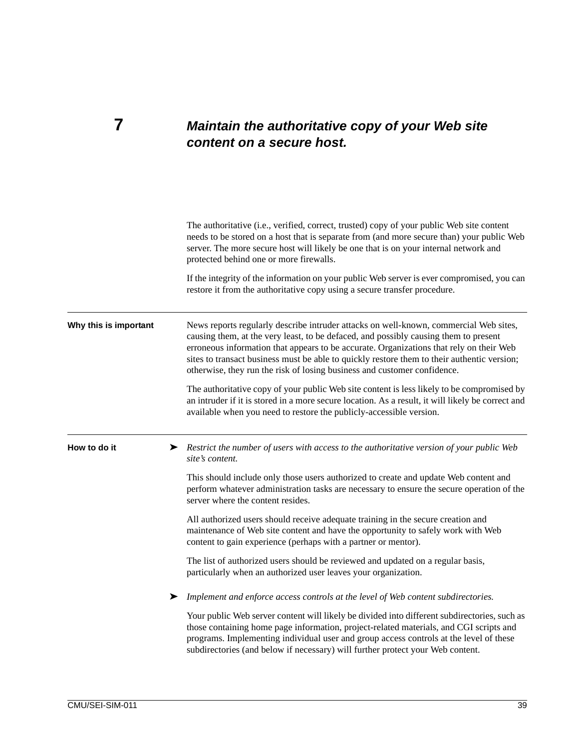# 7 Maintain the authoritative copy of your Web site content on a secure host.

The authoritative (i.e., verified, correct, trusted) copy of your public Web site content needs to be stored on a host that is separate from (and more secure than) your public Web server. The more secure host will likely be one that is on your internal network and protected behind one or more firewalls.

If the integrity of the information on your public Web server is ever compromised, you can restore it from the authoritative copy using a secure transfer procedure.

---

## Why this is important

News reports regularly describe intruder attacks on well-known, commercial Web sites, causing them, at the very least, to be defaced, and possibly causing them to present erroneous information that appears to be accurate. Organizations that rely on their Web sites to transact business must be able to quickly restore them to their authentic version; otherwise, they run the risk of losing business and customer confidence.

The authoritative copy of your public Web site content is less likely to be compromised by an intruder if it is stored in a more secure location. As a result, it will likely be correct and available when you need to restore the publicly-accessible version.

---

## How to do it

➤ *Restrict the number of users with access to the authoritative version of your public Web site's content.*

This should include only those users authorized to create and update Web content and perform whatever administration tasks are necessary to ensure the secure operation of the server where the content resides.

All authorized users should receive adequate training in the secure creation and maintenance of Web site content and have the opportunity to safely work with Web content to gain experience (perhaps with a partner or mentor).

The list of authorized users should be reviewed and updated on a regular basis, particularly when an authorized user leaves your organization.

➤ *Implement and enforce access controls at the level of Web content subdirectories.*

Your public Web server content will likely be divided into different subdirectories, such as those containing home page information, project-related materials, and CGI scripts and programs. Implementing individual user and group access controls at the level of these subdirectories (and below if necessary) will further protect your Web content.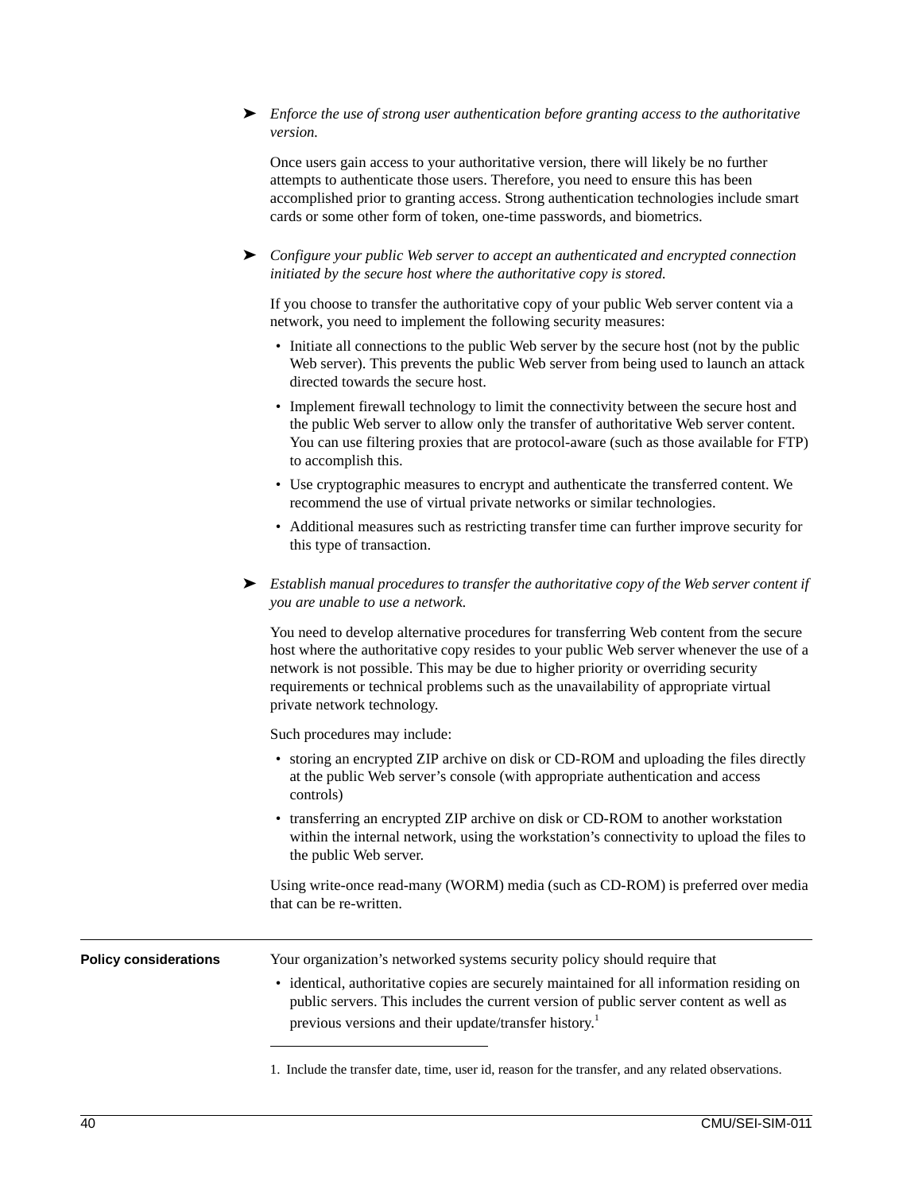➤ *Enforce the use of strong user authentication before granting access to the authoritative version.*

Once users gain access to your authoritative version, there will likely be no further attempts to authenticate those users. Therefore, you need to ensure this has been accomplished prior to granting access. Strong authentication technologies include smart cards or some other form of token, one-time passwords, and biometrics.

➤ *Configure your public Web server to accept an authenticated and encrypted connection initiated by the secure host where the authoritative copy is stored.*

If you choose to transfer the authoritative copy of your public Web server content via a network, you need to implement the following security measures:

- Initiate all connections to the public Web server by the secure host (not by the public Web server). This prevents the public Web server from being used to launch an attack directed towards the secure host.
- Implement firewall technology to limit the connectivity between the secure host and the public Web server to allow only the transfer of authoritative Web server content. You can use filtering proxies that are protocol-aware (such as those available for FTP) to accomplish this.
- Use cryptographic measures to encrypt and authenticate the transferred content. We recommend the use of virtual private networks or similar technologies.
- Additional measures such as restricting transfer time can further improve security for this type of transaction.

➤ *Establish manual procedures to transfer the authoritative copy of the Web server content if you are unable to use a network.*

You need to develop alternative procedures for transferring Web content from the secure host where the authoritative copy resides to your public Web server whenever the use of a network is not possible. This may be due to higher priority or overriding security requirements or technical problems such as the unavailability of appropriate virtual private network technology.

Such procedures may include:

- storing an encrypted ZIP archive on disk or CD-ROM and uploading the files directly at the public Web server's console (with appropriate authentication and access controls)
- transferring an encrypted ZIP archive on disk or CD-ROM to another workstation within the internal network, using the workstation's connectivity to upload the files to the public Web server.

Using write-once read-many (WORM) media (such as CD-ROM) is preferred over media that can be re-written.

---

**Policy considerations**

Your organization's networked systems security policy should require that

- identical, authoritative copies are securely maintained for all information residing on public servers. This includes the current version of public server content as well as previous versions and their update/transfer history.[1]

---

1. Include the transfer date, time, user id, reason for the transfer, and any related observations.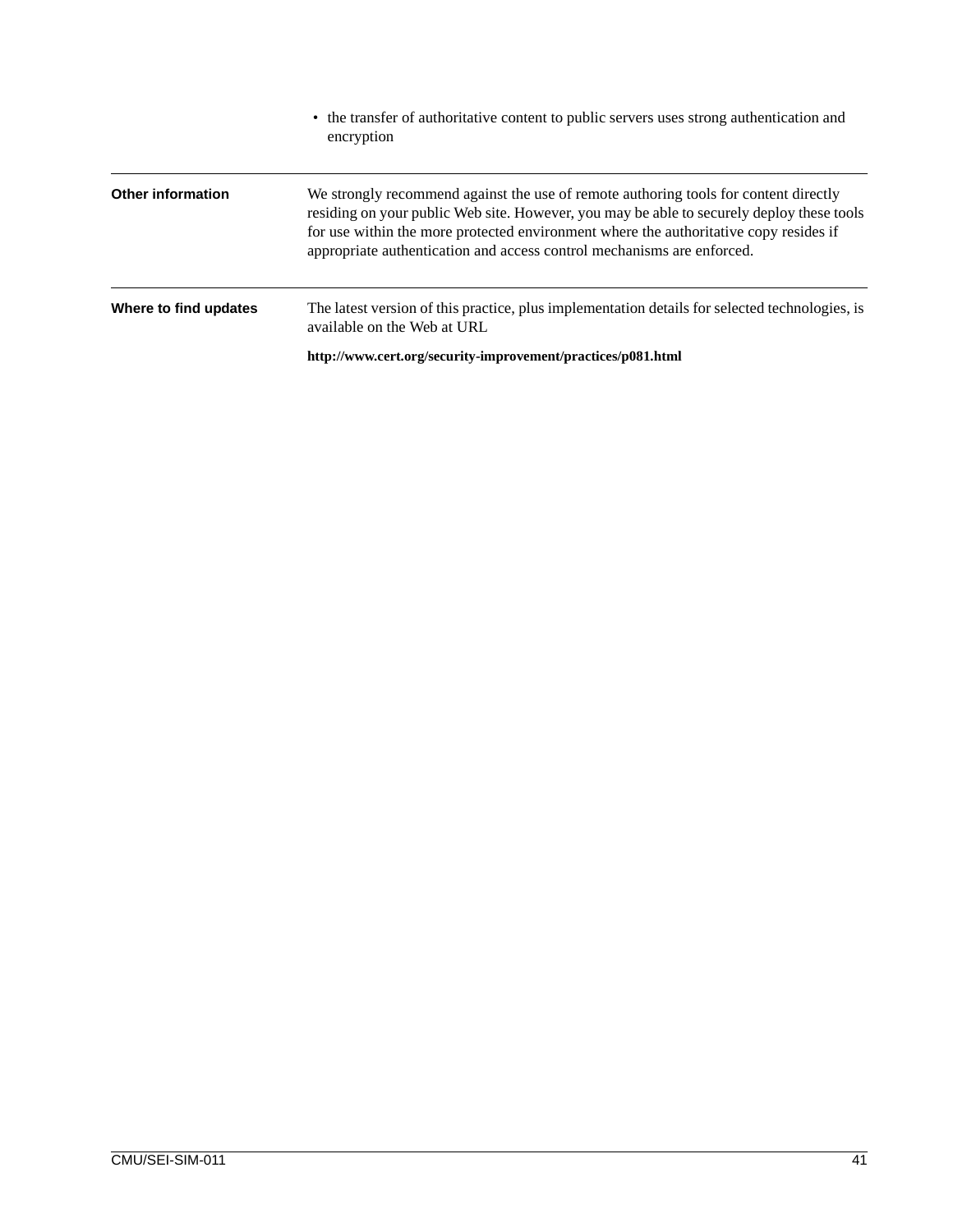- the transfer of authoritative content to public servers uses strong authentication and encryption

---

**Other information**

We strongly recommend against the use of remote authoring tools for content directly residing on your public Web site. However, you may be able to securely deploy these tools for use within the more protected environment where the authoritative copy resides if appropriate authentication and access control mechanisms are enforced.

---

**Where to find updates**

The latest version of this practice, plus implementation details for selected technologies, is available on the Web at URL

**http://www.cert.org/security-improvement/practices/p081.html**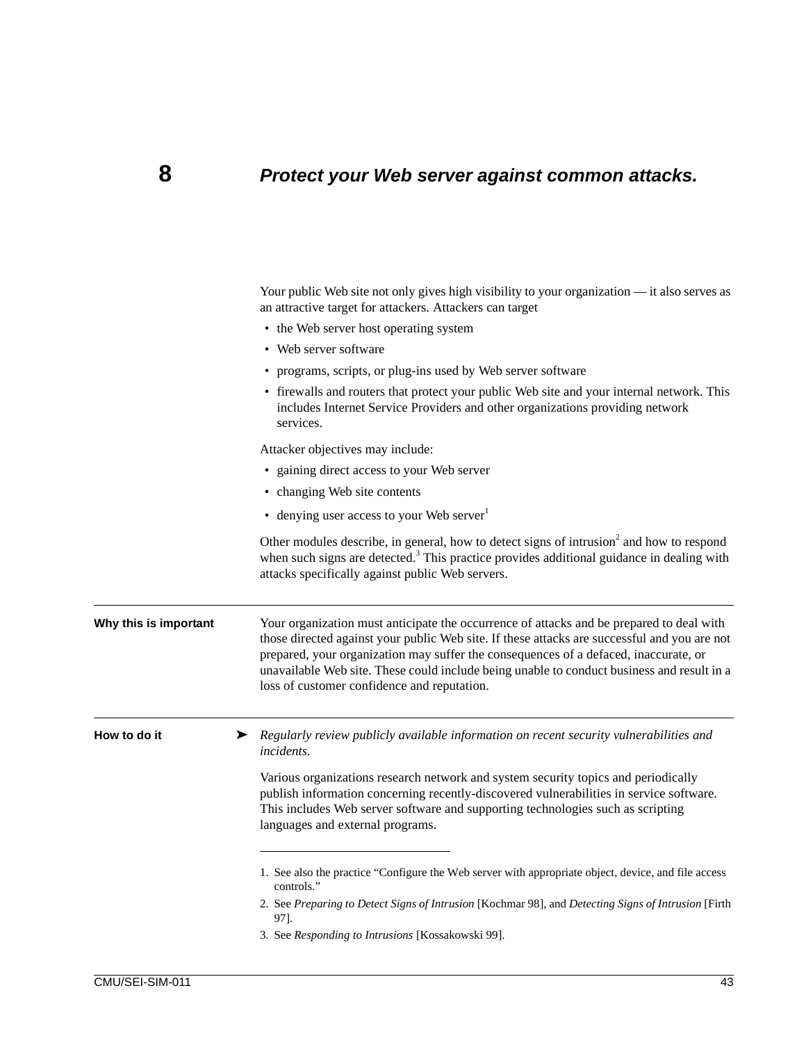# 8 *Protect your Web server against common attacks.*

Your public Web site not only gives high visibility to your organization — it also serves as an attractive target for attackers. Attackers can target

- the Web server host operating system
- Web server software
- programs, scripts, or plug-ins used by Web server software
- firewalls and routers that protect your public Web site and your internal network. This includes Internet Service Providers and other organizations providing network services.

Attacker objectives may include:

- gaining direct access to your Web server
- changing Web site contents
- denying user access to your Web server[1]

Other modules describe, in general, how to detect signs of intrusion[2] and how to respond when such signs are detected.[3] This practice provides additional guidance in dealing with attacks specifically against public Web servers.

---

**Why this is important**

Your organization must anticipate the occurrence of attacks and be prepared to deal with those directed against your public Web site. If these attacks are successful and you are not prepared, your organization may suffer the consequences of a defaced, inaccurate, or unavailable Web site. These could include being unable to conduct business and result in a loss of customer confidence and reputation.

---

**How to do it**

➤ *Regularly review publicly available information on recent security vulnerabilities and incidents.*

Various organizations research network and system security topics and periodically publish information concerning recently-discovered vulnerabilities in service software. This includes Web server software and supporting technologies such as scripting languages and external programs.

---

1. See also the practice "Configure the Web server with appropriate object, device, and file access controls."
2. See *Preparing to Detect Signs of Intrusion* [Kochmar 98], and *Detecting Signs of Intrusion* [Firth 97].
3. See *Responding to Intrusions* [Kossakowski 99].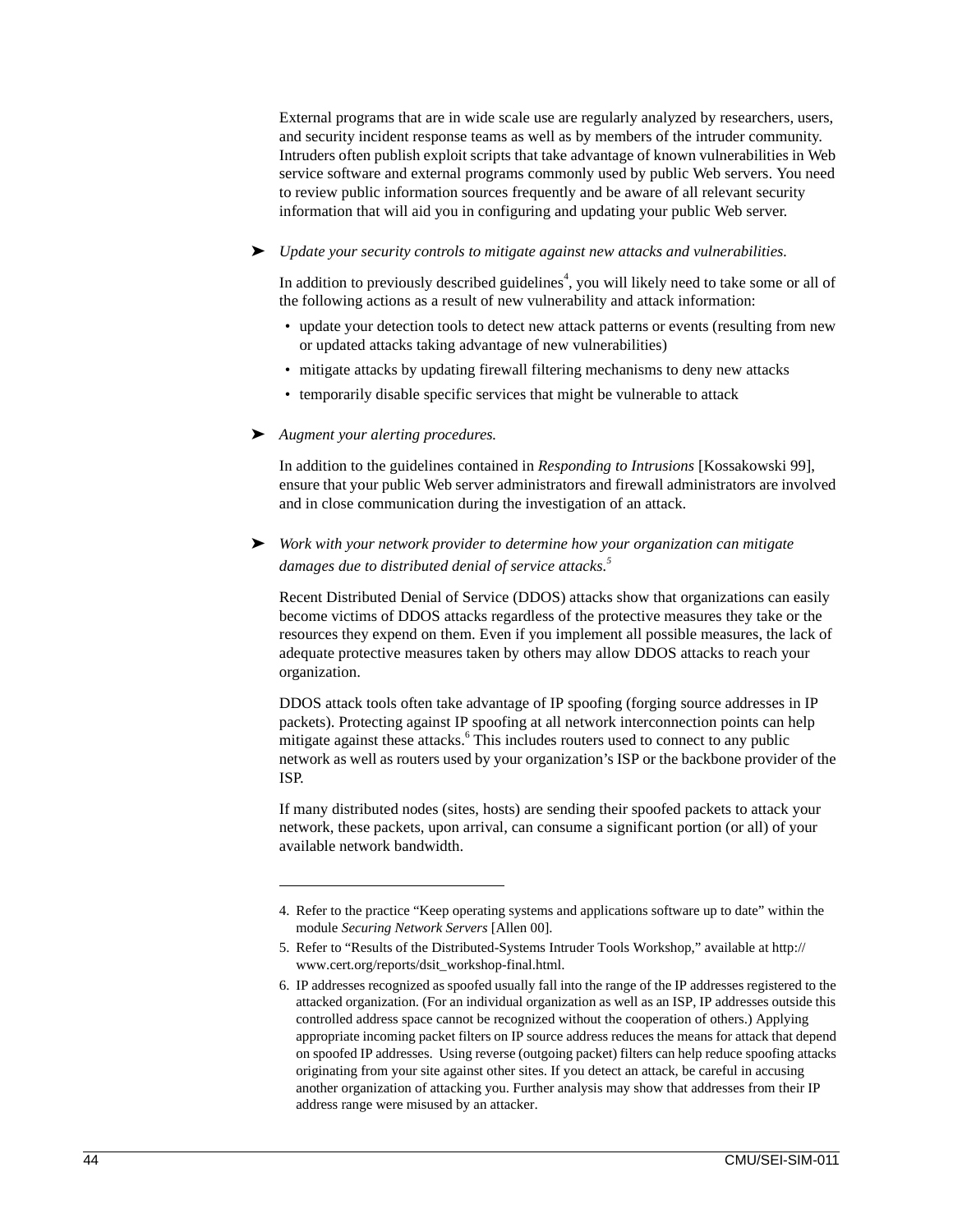External programs that are in wide scale use are regularly analyzed by researchers, users, and security incident response teams as well as by members of the intruder community. Intruders often publish exploit scripts that take advantage of known vulnerabilities in Web service software and external programs commonly used by public Web servers. You need to review public information sources frequently and be aware of all relevant security information that will aid you in configuring and updating your public Web server.

➤ *Update your security controls to mitigate against new attacks and vulnerabilities.*

In addition to previously described guidelines[4], you will likely need to take some or all of the following actions as a result of new vulnerability and attack information:

- update your detection tools to detect new attack patterns or events (resulting from new or updated attacks taking advantage of new vulnerabilities)
- mitigate attacks by updating firewall filtering mechanisms to deny new attacks
- temporarily disable specific services that might be vulnerable to attack

➤ *Augment your alerting procedures.*

In addition to the guidelines contained in *Responding to Intrusions* [Kossakowski 99], ensure that your public Web server administrators and firewall administrators are involved and in close communication during the investigation of an attack.

➤ *Work with your network provider to determine how your organization can mitigate damages due to distributed denial of service attacks.*[5]

Recent Distributed Denial of Service (DDOS) attacks show that organizations can easily become victims of DDOS attacks regardless of the protective measures they take or the resources they expend on them. Even if you implement all possible measures, the lack of adequate protective measures taken by others may allow DDOS attacks to reach your organization.

DDOS attack tools often take advantage of IP spoofing (forging source addresses in IP packets). Protecting against IP spoofing at all network interconnection points can help mitigate against these attacks.[6] This includes routers used to connect to any public network as well as routers used by your organization's ISP or the backbone provider of the ISP.

If many distributed nodes (sites, hosts) are sending their spoofed packets to attack your network, these packets, upon arrival, can consume a significant portion (or all) of your available network bandwidth.

---

4. Refer to the practice "Keep operating systems and applications software up to date" within the module *Securing Network Servers* [Allen 00].

5. Refer to "Results of the Distributed-Systems Intruder Tools Workshop," available at http://www.cert.org/reports/dsit_workshop-final.html.

6. IP addresses recognized as spoofed usually fall into the range of the IP addresses registered to the attacked organization. (For an individual organization as well as an ISP, IP addresses outside this controlled address space cannot be recognized without the cooperation of others.) Applying appropriate incoming packet filters on IP source address reduces the means for attack that depend on spoofed IP addresses. Using reverse (outgoing packet) filters can help reduce spoofing attacks originating from your site against other sites. If you detect an attack, be careful in accusing another organization of attacking you. Further analysis may show that addresses from their IP address range were misused by an attacker.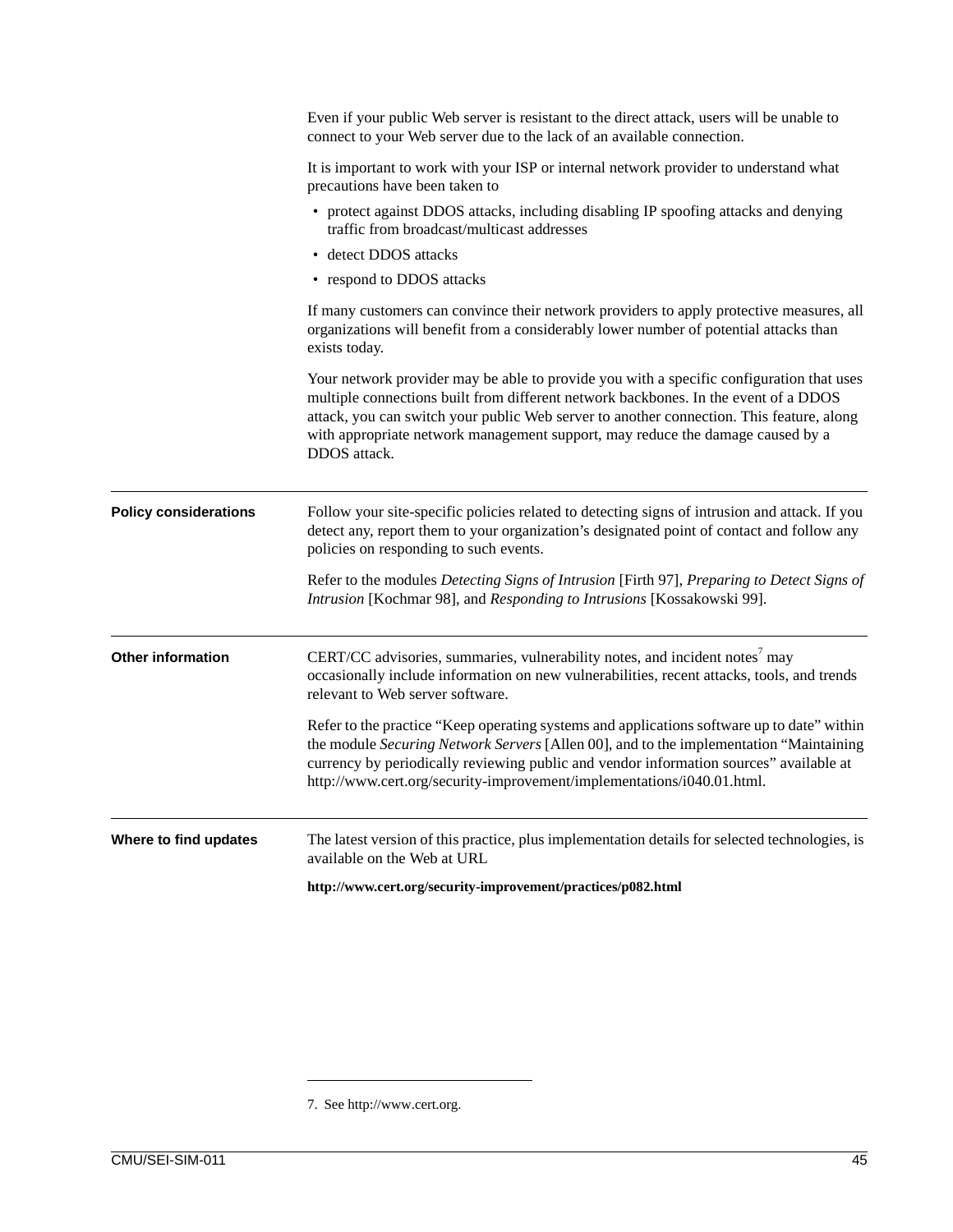Even if your public Web server is resistant to the direct attack, users will be unable to connect to your Web server due to the lack of an available connection.

It is important to work with your ISP or internal network provider to understand what precautions have been taken to

- protect against DDOS attacks, including disabling IP spoofing attacks and denying traffic from broadcast/multicast addresses
- detect DDOS attacks
- respond to DDOS attacks

If many customers can convince their network providers to apply protective measures, all organizations will benefit from a considerably lower number of potential attacks than exists today.

Your network provider may be able to provide you with a specific configuration that uses multiple connections built from different network backbones. In the event of a DDOS attack, you can switch your public Web server to another connection. This feature, along with appropriate network management support, may reduce the damage caused by a DDOS attack.

**Policy considerations**

Follow your site-specific policies related to detecting signs of intrusion and attack. If you detect any, report them to your organization's designated point of contact and follow any policies on responding to such events.

Refer to the modules *Detecting Signs of Intrusion* [Firth 97], *Preparing to Detect Signs of Intrusion* [Kochmar 98], and *Responding to Intrusions* [Kossakowski 99].

**Other information**

CERT/CC advisories, summaries, vulnerability notes, and incident notes[7] may occasionally include information on new vulnerabilities, recent attacks, tools, and trends relevant to Web server software.

Refer to the practice "Keep operating systems and applications software up to date" within the module *Securing Network Servers* [Allen 00], and to the implementation "Maintaining currency by periodically reviewing public and vendor information sources" available at http://www.cert.org/security-improvement/implementations/i040.01.html.

**Where to find updates**

The latest version of this practice, plus implementation details for selected technologies, is available on the Web at URL

**http://www.cert.org/security-improvement/practices/p082.html**

7. See http://www.cert.org.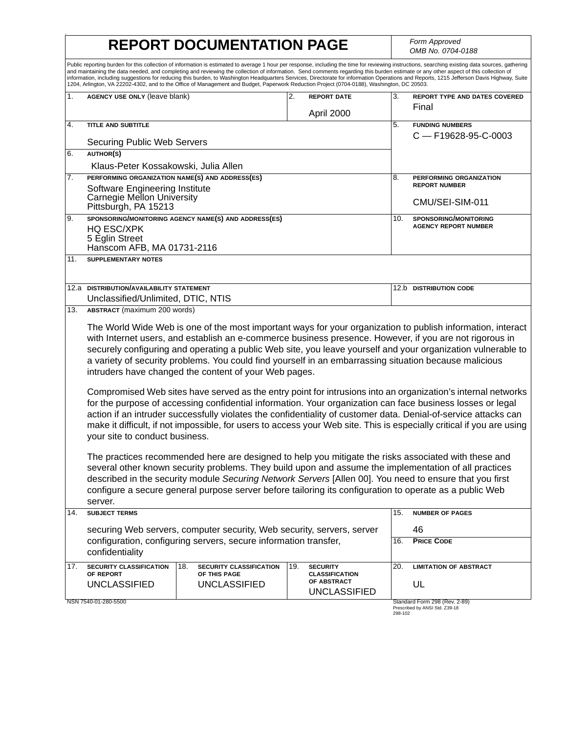# REPORT DOCUMENTATION PAGE

*Form Approved*
*OMB No. 0704-0188*

Public reporting burden for this collection of information is estimated to average 1 hour per response, including the time for reviewing instructions, searching existing data sources, gathering and maintaining the data needed, and completing and reviewing the collection of information. Send comments regarding this burden estimate or any other aspect of this collection of information, including suggestions for reducing this burden, to Washington Headquarters Services, Directorate for information Operations and Reports, 1215 Jefferson Davis Highway, Suite 1204, Arlington, VA 22202-4302, and to the Office of Management and Budget, Paperwork Reduction Project (0704-0188), Washington, DC 20503.

| | | |
|---|---|---|
| 1. **AGENCY USE ONLY** (leave blank) | 2. **REPORT DATE**<br>April 2000 | 3. **REPORT TYPE AND DATES COVERED**<br>Final |
| 4. **TITLE AND SUBTITLE**<br>Securing Public Web Servers | | 5. **FUNDING NUMBERS**<br>C — F19628-95-C-0003 |
| 6. **AUTHOR(S)**<br>Klaus-Peter Kossakowski, Julia Allen | | |
| 7. **PERFORMING ORGANIZATION NAME(S) AND ADDRESS(ES)**<br>Software Engineering Institute<br>Carnegie Mellon University<br>Pittsburgh, PA 15213 | | 8. **PERFORMING ORGANIZATION REPORT NUMBER**<br>CMU/SEI-SIM-011 |
| 9. **SPONSORING/MONITORING AGENCY NAME(S) AND ADDRESS(ES)**<br>HQ ESC/XPK<br>5 Eglin Street<br>Hanscom AFB, MA 01731-2116 | | 10. **SPONSORING/MONITORING AGENCY REPORT NUMBER** |
| 11. **SUPPLEMENTARY NOTES** | | |
| 12.a **DISTRIBUTION/AVAILABILITY STATEMENT**<br>Unclassified/Unlimited, DTIC, NTIS | | 12.b **DISTRIBUTION CODE** |

13. **ABSTRACT** (maximum 200 words)

The World Wide Web is one of the most important ways for your organization to publish information, interact with Internet users, and establish an e-commerce business presence. However, if you are not rigorous in securely configuring and operating a public Web site, you leave yourself and your organization vulnerable to a variety of security problems. You could find yourself in an embarrassing situation because malicious intruders have changed the content of your Web pages.

Compromised Web sites have served as the entry point for intrusions into an organization's internal networks for the purpose of accessing confidential information. Your organization can face business losses or legal action if an intruder successfully violates the confidentiality of customer data. Denial-of-service attacks can make it difficult, if not impossible, for users to access your Web site. This is especially critical if you are using your site to conduct business.

The practices recommended here are designed to help you mitigate the risks associated with these and several other known security problems. They build upon and assume the implementation of all practices described in the security module *Securing Network Servers* [Allen 00]. You need to ensure that you first configure a secure general purpose server before tailoring its configuration to operate as a public Web server.

| | | | |
|---|---|---|---|
| 14. **SUBJECT TERMS**<br>securing Web servers, computer security, Web security, servers, server configuration, configuring servers, secure information transfer, confidentiality | | | 15. **NUMBER OF PAGES**<br>46 |
| | | | 16. **PRICE CODE** |
| 17. **SECURITY CLASSIFICATION OF REPORT**<br>UNCLASSIFIED | 18. **SECURITY CLASSIFICATION OF THIS PAGE**<br>UNCLASSIFIED | 19. **SECURITY CLASSIFICATION OF ABSTRACT**<br>UNCLASSIFIED | 20. **LIMITATION OF ABSTRACT**<br>UL |

NSN 7540-01-280-5500

Standard Form 298 (Rev. 2-89)
Prescribed by ANSI Std. Z39-18
298-102